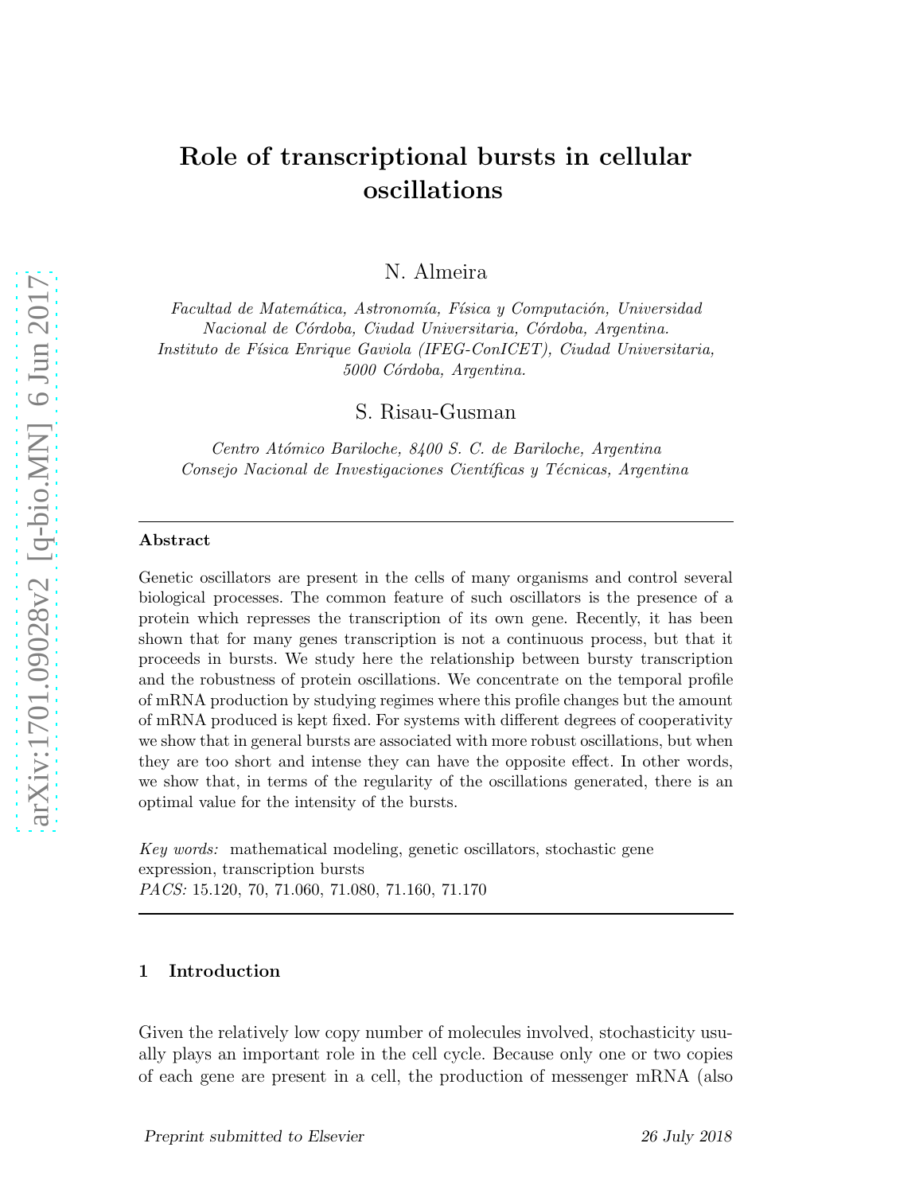# Role of transcriptional bursts in cellular oscillations

N. Almeira

*Facultad de Matemática, Astronomía, Física y Computación, Universidad Nacional de Córdoba, Ciudad Universitaria, Córdoba, Argentina.*
*Instituto de Física Enrique Gaviola (IFEG-ConICET), Ciudad Universitaria, 5000 Córdoba, Argentina.*

S. Risau-Gusman

*Centro Atómico Bariloche, 8400 S. C. de Bariloche, Argentina*
*Consejo Nacional de Investigaciones Científicas y Técnicas, Argentina*

---

**Abstract**

Genetic oscillators are present in the cells of many organisms and control several biological processes. The common feature of such oscillators is the presence of a protein which represses the transcription of its own gene. Recently, it has been shown that for many genes transcription is not a continuous process, but that it proceeds in bursts. We study here the relationship between bursty transcription and the robustness of protein oscillations. We concentrate on the temporal profile of mRNA production by studying regimes where this profile changes but the amount of mRNA produced is kept fixed. For systems with different degrees of cooperativity we show that in general bursts are associated with more robust oscillations, but when they are too short and intense they can have the opposite effect. In other words, we show that, in terms of the regularity of the oscillations generated, there is an optimal value for the intensity of the bursts.

*Key words:* mathematical modeling, genetic oscillators, stochastic gene expression, transcription bursts
*PACS:* 15.120, 70, 71.060, 71.080, 71.160, 71.170

---

## 1 Introduction

Given the relatively low copy number of molecules involved, stochasticity usually plays an important role in the cell cycle. Because only one or two copies of each gene are present in a cell, the production of messenger mRNA (also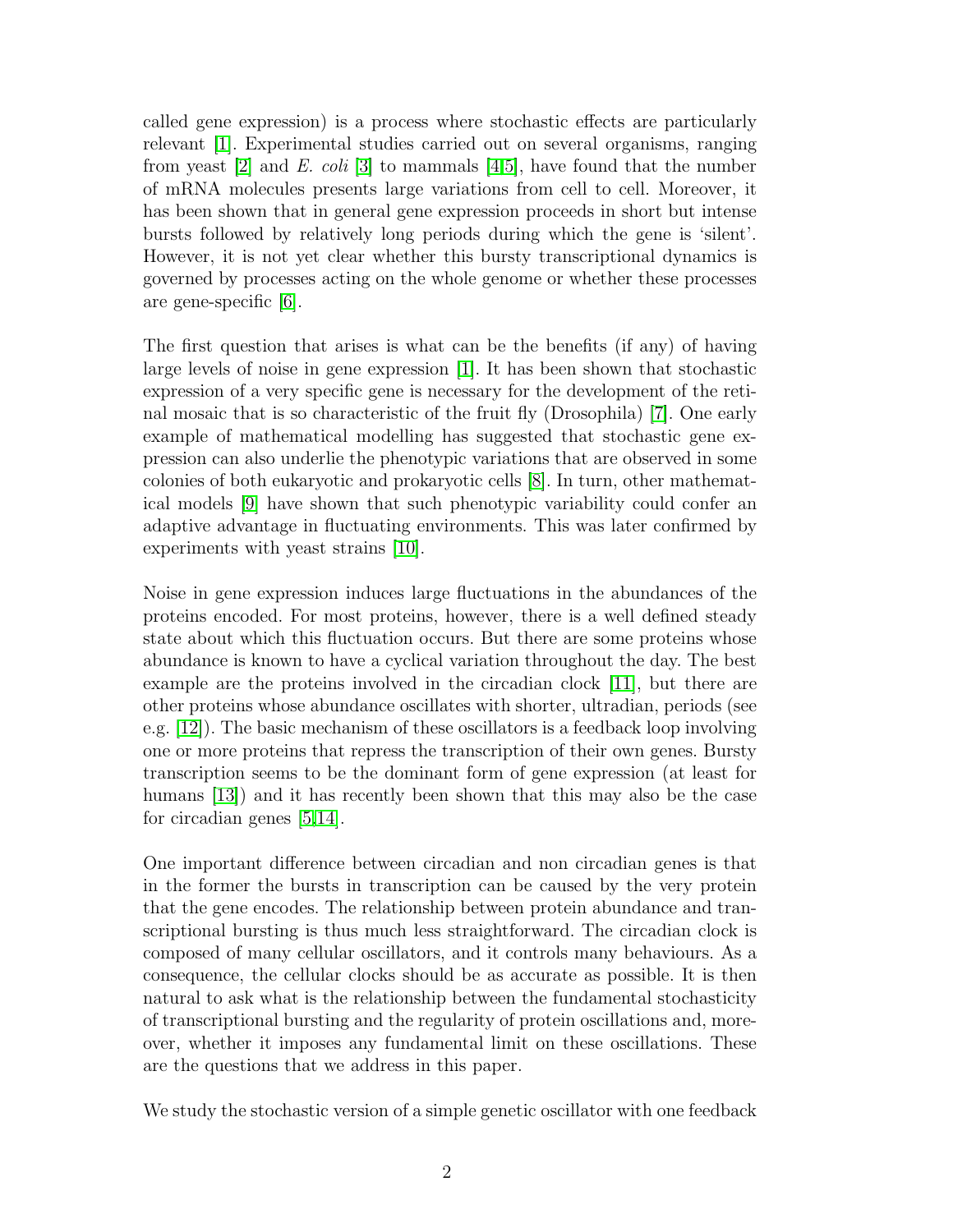called gene expression) is a process where stochastic effects are particularly relevant [1]. Experimental studies carried out on several organisms, ranging from yeast [2] and *E. coli* [3] to mammals [4,5], have found that the number of mRNA molecules presents large variations from cell to cell. Moreover, it has been shown that in general gene expression proceeds in short but intense bursts followed by relatively long periods during which the gene is 'silent'. However, it is not yet clear whether this bursty transcriptional dynamics is governed by processes acting on the whole genome or whether these processes are gene-specific [6].

The first question that arises is what can be the benefits (if any) of having large levels of noise in gene expression [1]. It has been shown that stochastic expression of a very specific gene is necessary for the development of the retinal mosaic that is so characteristic of the fruit fly (Drosophila) [7]. One early example of mathematical modelling has suggested that stochastic gene expression can also underlie the phenotypic variations that are observed in some colonies of both eukaryotic and prokaryotic cells [8]. In turn, other mathematical models [9] have shown that such phenotypic variability could confer an adaptive advantage in fluctuating environments. This was later confirmed by experiments with yeast strains [10].

Noise in gene expression induces large fluctuations in the abundances of the proteins encoded. For most proteins, however, there is a well defined steady state about which this fluctuation occurs. But there are some proteins whose abundance is known to have a cyclical variation throughout the day. The best example are the proteins involved in the circadian clock [11], but there are other proteins whose abundance oscillates with shorter, ultradian, periods (see e.g. [12]). The basic mechanism of these oscillators is a feedback loop involving one or more proteins that repress the transcription of their own genes. Bursty transcription seems to be the dominant form of gene expression (at least for humans [13]) and it has recently been shown that this may also be the case for circadian genes [5,14].

One important difference between circadian and non circadian genes is that in the former the bursts in transcription can be caused by the very protein that the gene encodes. The relationship between protein abundance and transcriptional bursting is thus much less straightforward. The circadian clock is composed of many cellular oscillators, and it controls many behaviours. As a consequence, the cellular clocks should be as accurate as possible. It is then natural to ask what is the relationship between the fundamental stochasticity of transcriptional bursting and the regularity of protein oscillations and, moreover, whether it imposes any fundamental limit on these oscillations. These are the questions that we address in this paper.

We study the stochastic version of a simple genetic oscillator with one feedback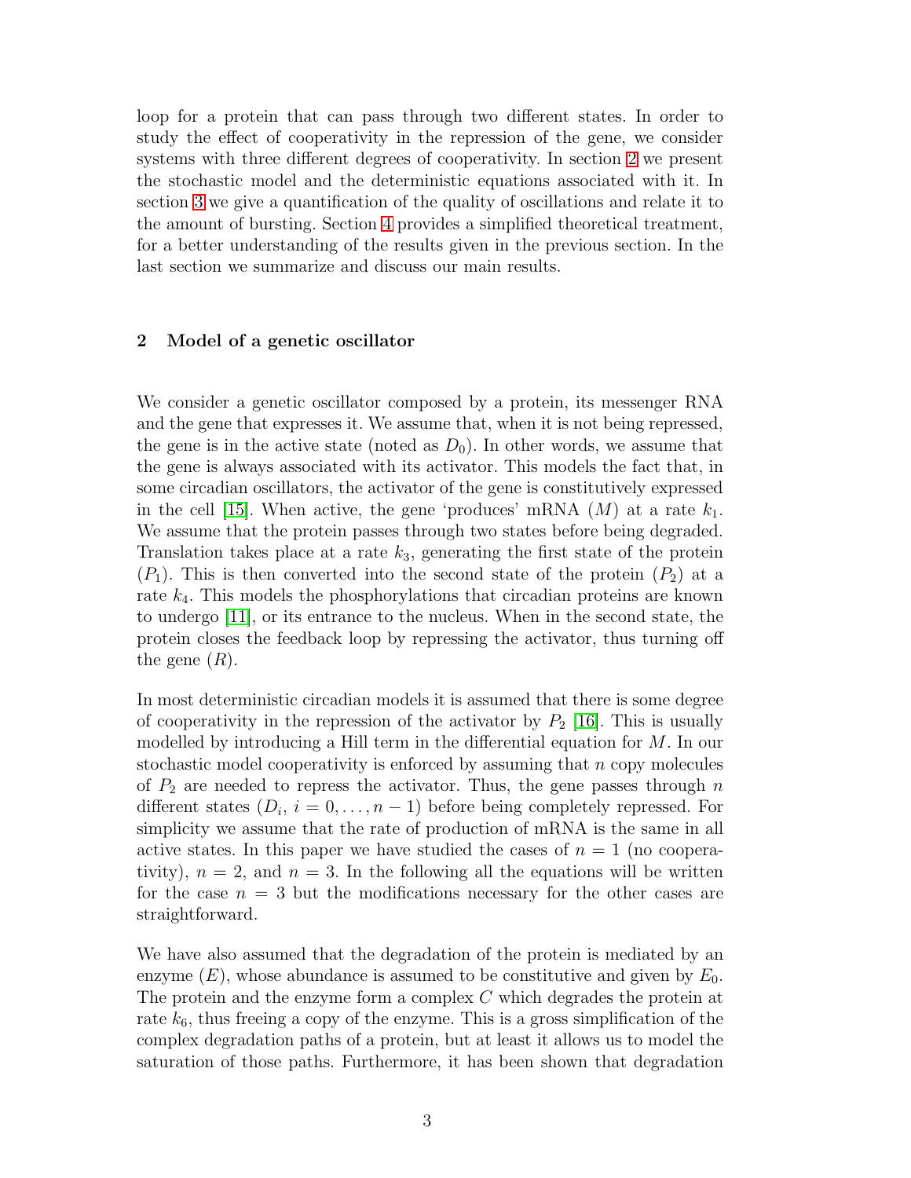loop for a protein that can pass through two different states. In order to study the effect of cooperativity in the repression of the gene, we consider systems with three different degrees of cooperativity. In section 2 we present the stochastic model and the deterministic equations associated with it. In section 3 we give a quantification of the quality of oscillations and relate it to the amount of bursting. Section 4 provides a simplified theoretical treatment, for a better understanding of the results given in the previous section. In the last section we summarize and discuss our main results.

## 2 Model of a genetic oscillator

We consider a genetic oscillator composed by a protein, its messenger RNA and the gene that expresses it. We assume that, when it is not being repressed, the gene is in the active state (noted as $D_0$). In other words, we assume that the gene is always associated with its activator. This models the fact that, in some circadian oscillators, the activator of the gene is constitutively expressed in the cell [15]. When active, the gene 'produces' mRNA ($M$) at a rate $k_1$. We assume that the protein passes through two states before being degraded. Translation takes place at a rate $k_3$, generating the first state of the protein ($P_1$). This is then converted into the second state of the protein ($P_2$) at a rate $k_4$. This models the phosphorylations that circadian proteins are known to undergo [11], or its entrance to the nucleus. When in the second state, the protein closes the feedback loop by repressing the activator, thus turning off the gene ($R$).

In most deterministic circadian models it is assumed that there is some degree of cooperativity in the repression of the activator by $P_2$ [16]. This is usually modelled by introducing a Hill term in the differential equation for $M$. In our stochastic model cooperativity is enforced by assuming that $n$ copy molecules of $P_2$ are needed to repress the activator. Thus, the gene passes through $n$ different states ($D_i$, $i = 0, \ldots, n-1$) before being completely repressed. For simplicity we assume that the rate of production of mRNA is the same in all active states. In this paper we have studied the cases of $n = 1$ (no cooperativity), $n = 2$, and $n = 3$. In the following all the equations will be written for the case $n = 3$ but the modifications necessary for the other cases are straightforward.

We have also assumed that the degradation of the protein is mediated by an enzyme ($E$), whose abundance is assumed to be constitutive and given by $E_0$. The protein and the enzyme form a complex $C$ which degrades the protein at rate $k_6$, thus freeing a copy of the enzyme. This is a gross simplification of the complex degradation paths of a protein, but at least it allows us to model the saturation of those paths. Furthermore, it has been shown that degradation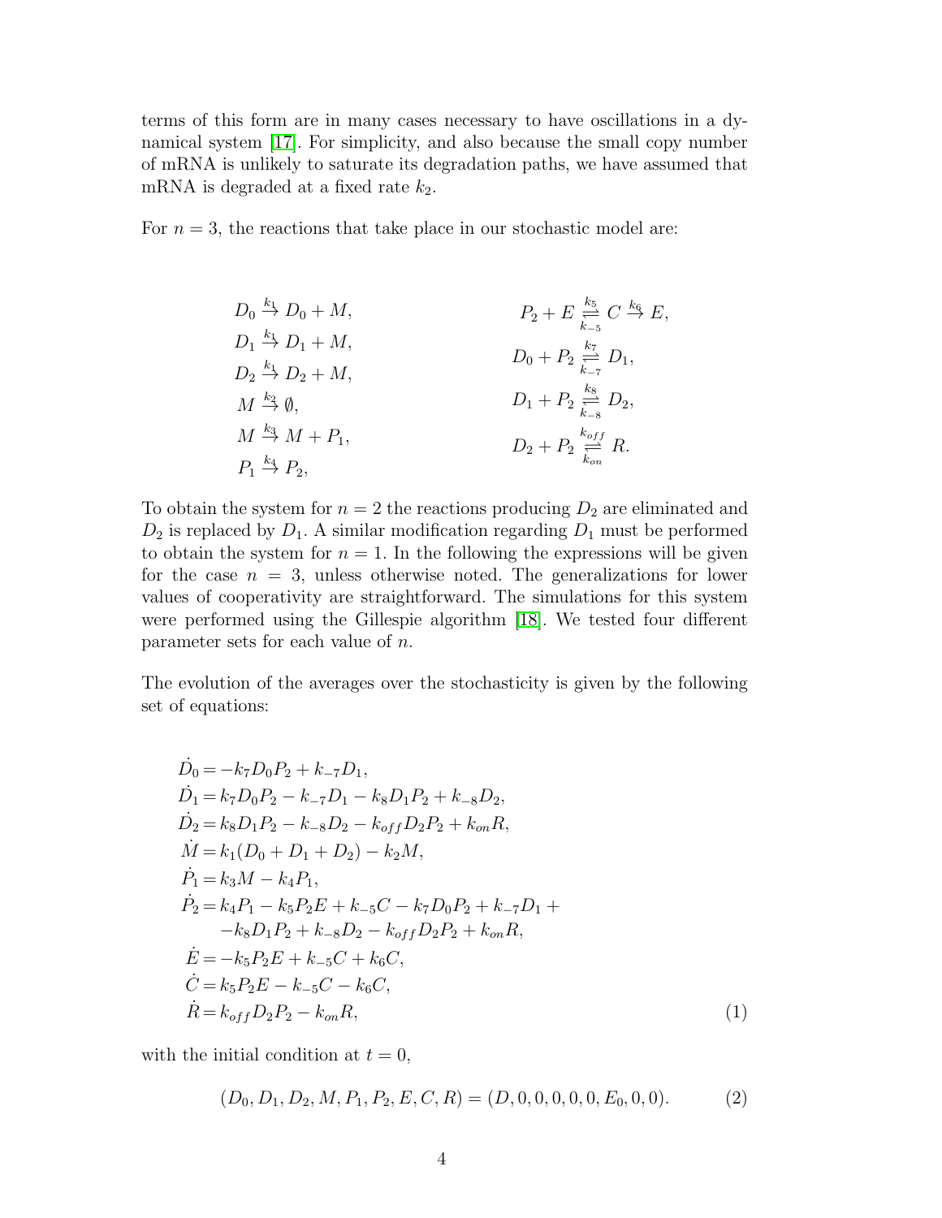terms of this form are in many cases necessary to have oscillations in a dynamical system [17]. For simplicity, and also because the small copy number of mRNA is unlikely to saturate its degradation paths, we have assumed that mRNA is degraded at a fixed rate $k_2$.

For $n = 3$, the reactions that take place in our stochastic model are:

$$
\begin{aligned}
&D_0 \xrightarrow{k_1} D_0 + M, && P_2 + E \underset{k_{-5}}{\overset{k_5}{\rightleftharpoons}} C \xrightarrow{k_6} E,\\
&D_1 \xrightarrow{k_1} D_1 + M, && D_0 + P_2 \underset{k_{-7}}{\overset{k_7}{\rightleftharpoons}} D_1,\\
&D_2 \xrightarrow{k_1} D_2 + M, && D_1 + P_2 \underset{k_{-8}}{\overset{k_8}{\rightleftharpoons}} D_2,\\
&M \xrightarrow{k_2} \emptyset, && D_2 + P_2 \underset{k_{on}}{\overset{k_{off}}{\rightleftharpoons}} R.\\
&M \xrightarrow{k_3} M + P_1, &&\\
&P_1 \xrightarrow{k_4} P_2, &&
\end{aligned}
$$

To obtain the system for $n = 2$ the reactions producing $D_2$ are eliminated and $D_2$ is replaced by $D_1$. A similar modification regarding $D_1$ must be performed to obtain the system for $n = 1$. In the following the expressions will be given for the case $n = 3$, unless otherwise noted. The generalizations for lower values of cooperativity are straightforward. The simulations for this system were performed using the Gillespie algorithm [18]. We tested four different parameter sets for each value of $n$.

The evolution of the averages over the stochasticity is given by the following set of equations:

$$
\begin{aligned}
\dot{D}_0 &= -k_7 D_0 P_2 + k_{-7} D_1,\\
\dot{D}_1 &= k_7 D_0 P_2 - k_{-7} D_1 - k_8 D_1 P_2 + k_{-8} D_2,\\
\dot{D}_2 &= k_8 D_1 P_2 - k_{-8} D_2 - k_{off} D_2 P_2 + k_{on} R,\\
\dot{M} &= k_1 (D_0 + D_1 + D_2) - k_2 M,\\
\dot{P}_1 &= k_3 M - k_4 P_1,\\
\dot{P}_2 &= k_4 P_1 - k_5 P_2 E + k_{-5} C - k_7 D_0 P_2 + k_{-7} D_1 +\\
&\quad - k_8 D_1 P_2 + k_{-8} D_2 - k_{off} D_2 P_2 + k_{on} R,\\
\dot{E} &= -k_5 P_2 E + k_{-5} C + k_6 C,\\
\dot{C} &= k_5 P_2 E - k_{-5} C - k_6 C,\\
\dot{R} &= k_{off} D_2 P_2 - k_{on} R,
\end{aligned}
\tag{1}
$$

with the initial condition at $t = 0$,

$$
(D_0, D_1, D_2, M, P_1, P_2, E, C, R) = (D, 0, 0, 0, 0, 0, E_0, 0, 0). \tag{2}
$$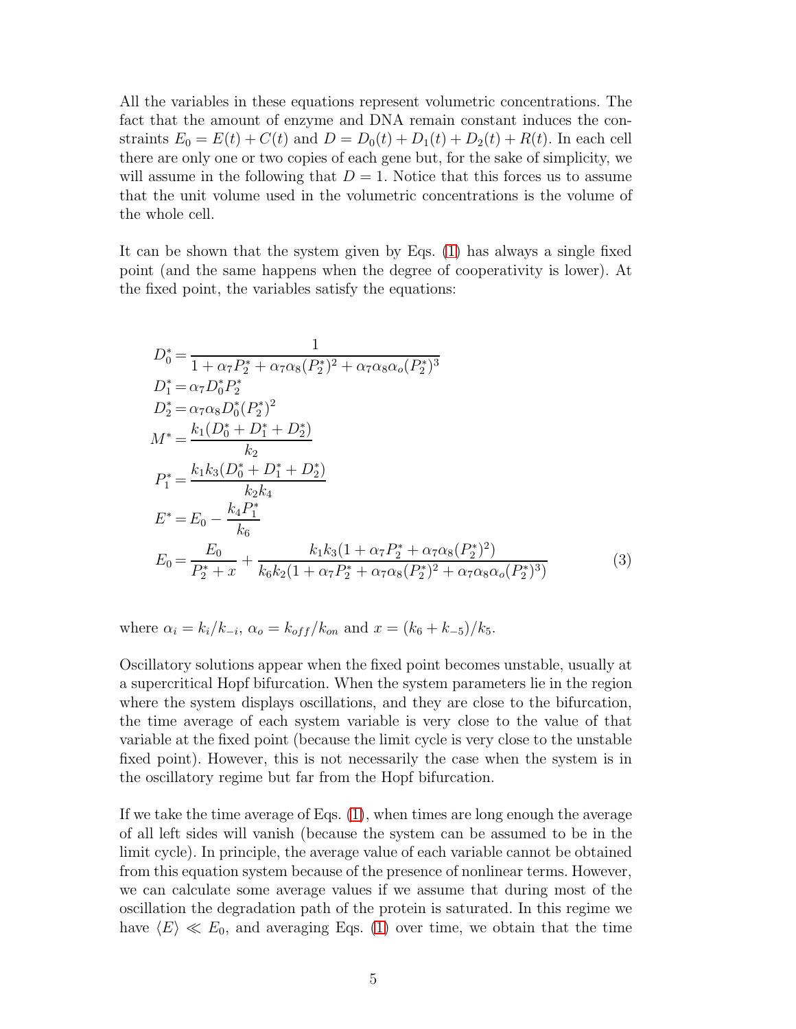All the variables in these equations represent volumetric concentrations. The fact that the amount of enzyme and DNA remain constant induces the constraints $E_0 = E(t) + C(t)$ and $D = D_0(t) + D_1(t) + D_2(t) + R(t)$. In each cell there are only one or two copies of each gene but, for the sake of simplicity, we will assume in the following that $D = 1$. Notice that this forces us to assume that the unit volume used in the volumetric concentrations is the volume of the whole cell.

It can be shown that the system given by Eqs. (1) has always a single fixed point (and the same happens when the degree of cooperativity is lower). At the fixed point, the variables satisfy the equations:

$$
\begin{aligned}
D_0^* &= \frac{1}{1 + \alpha_7 P_2^* + \alpha_7\alpha_8 (P_2^*)^2 + \alpha_7\alpha_8\alpha_o (P_2^*)^3} \\
D_1^* &= \alpha_7 D_0^* P_2^* \\
D_2^* &= \alpha_7\alpha_8 D_0^* (P_2^*)^2 \\
M^* &= \frac{k_1(D_0^* + D_1^* + D_2^*)}{k_2} \\
P_1^* &= \frac{k_1 k_3 (D_0^* + D_1^* + D_2^*)}{k_2 k_4} \\
E^* &= E_0 - \frac{k_4 P_1^*}{k_6} \\
E_0 &= \frac{E_0}{P_2^* + x} + \frac{k_1 k_3 (1 + \alpha_7 P_2^* + \alpha_7\alpha_8 (P_2^*)^2)}{k_6 k_2 (1 + \alpha_7 P_2^* + \alpha_7\alpha_8 (P_2^*)^2 + \alpha_7\alpha_8\alpha_o (P_2^*)^3)}
\end{aligned}
\tag{3}
$$

where $\alpha_i = k_i/k_{-i}$, $\alpha_o = k_{off}/k_{on}$ and $x = (k_6 + k_{-5})/k_5$.

Oscillatory solutions appear when the fixed point becomes unstable, usually at a supercritical Hopf bifurcation. When the system parameters lie in the region where the system displays oscillations, and they are close to the bifurcation, the time average of each system variable is very close to the value of that variable at the fixed point (because the limit cycle is very close to the unstable fixed point). However, this is not necessarily the case when the system is in the oscillatory regime but far from the Hopf bifurcation.

If we take the time average of Eqs. (1), when times are long enough the average of all left sides will vanish (because the system can be assumed to be in the limit cycle). In principle, the average value of each variable cannot be obtained from this equation system because of the presence of nonlinear terms. However, we can calculate some average values if we assume that during most of the oscillation the degradation path of the protein is saturated. In this regime we have $\langle E \rangle \ll E_0$, and averaging Eqs. (1) over time, we obtain that the time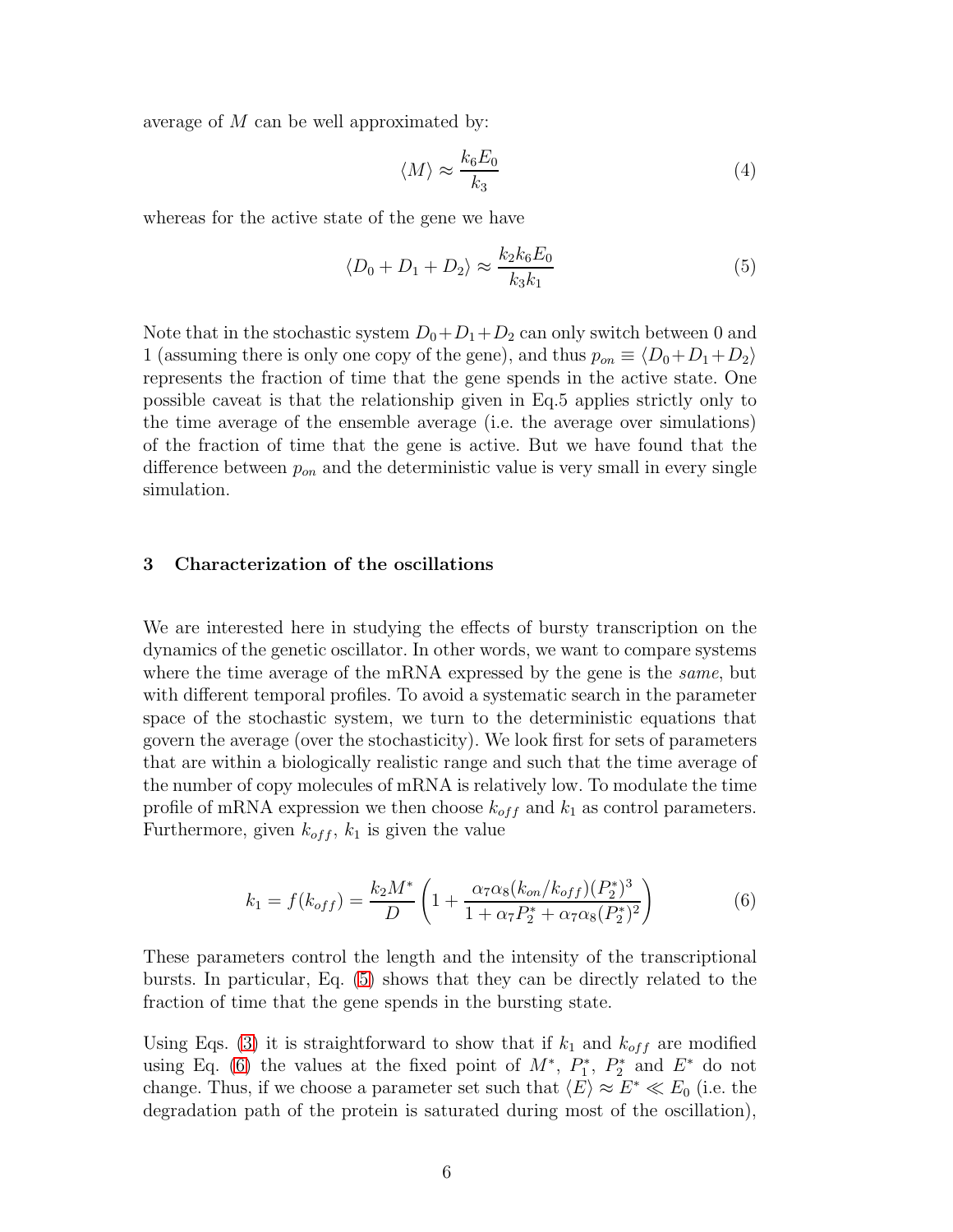average of $M$ can be well approximated by:

$$\langle M \rangle \approx \frac{k_6 E_0}{k_3} \tag{4}$$

whereas for the active state of the gene we have

$$\langle D_0 + D_1 + D_2 \rangle \approx \frac{k_2 k_6 E_0}{k_3 k_1} \tag{5}$$

Note that in the stochastic system $D_0 + D_1 + D_2$ can only switch between 0 and 1 (assuming there is only one copy of the gene), and thus $p_{on} \equiv \langle D_0 + D_1 + D_2 \rangle$ represents the fraction of time that the gene spends in the active state. One possible caveat is that the relationship given in Eq.5 applies strictly only to the time average of the ensemble average (i.e. the average over simulations) of the fraction of time that the gene is active. But we have found that the difference between $p_{on}$ and the deterministic value is very small in every single simulation.

## 3 Characterization of the oscillations

We are interested here in studying the effects of bursty transcription on the dynamics of the genetic oscillator. In other words, we want to compare systems where the time average of the mRNA expressed by the gene is the *same*, but with different temporal profiles. To avoid a systematic search in the parameter space of the stochastic system, we turn to the deterministic equations that govern the average (over the stochasticity). We look first for sets of parameters that are within a biologically realistic range and such that the time average of the number of copy molecules of mRNA is relatively low. To modulate the time profile of mRNA expression we then choose $k_{off}$ and $k_1$ as control parameters. Furthermore, given $k_{off}$, $k_1$ is given the value

$$k_1 = f(k_{off}) = \frac{k_2 M^*}{D}\left(1 + \frac{\alpha_7 \alpha_8 (k_{on}/k_{off})(P_2^*)^3}{1 + \alpha_7 P_2^* + \alpha_7 \alpha_8 (P_2^*)^2}\right) \tag{6}$$

These parameters control the length and the intensity of the transcriptional bursts. In particular, Eq. (5) shows that they can be directly related to the fraction of time that the gene spends in the bursting state.

Using Eqs. (3) it is straightforward to show that if $k_1$ and $k_{off}$ are modified using Eq. (6) the values at the fixed point of $M^*$, $P_1^*$, $P_2^*$ and $E^*$ do not change. Thus, if we choose a parameter set such that $\langle E \rangle \approx E^* \ll E_0$ (i.e. the degradation path of the protein is saturated during most of the oscillation),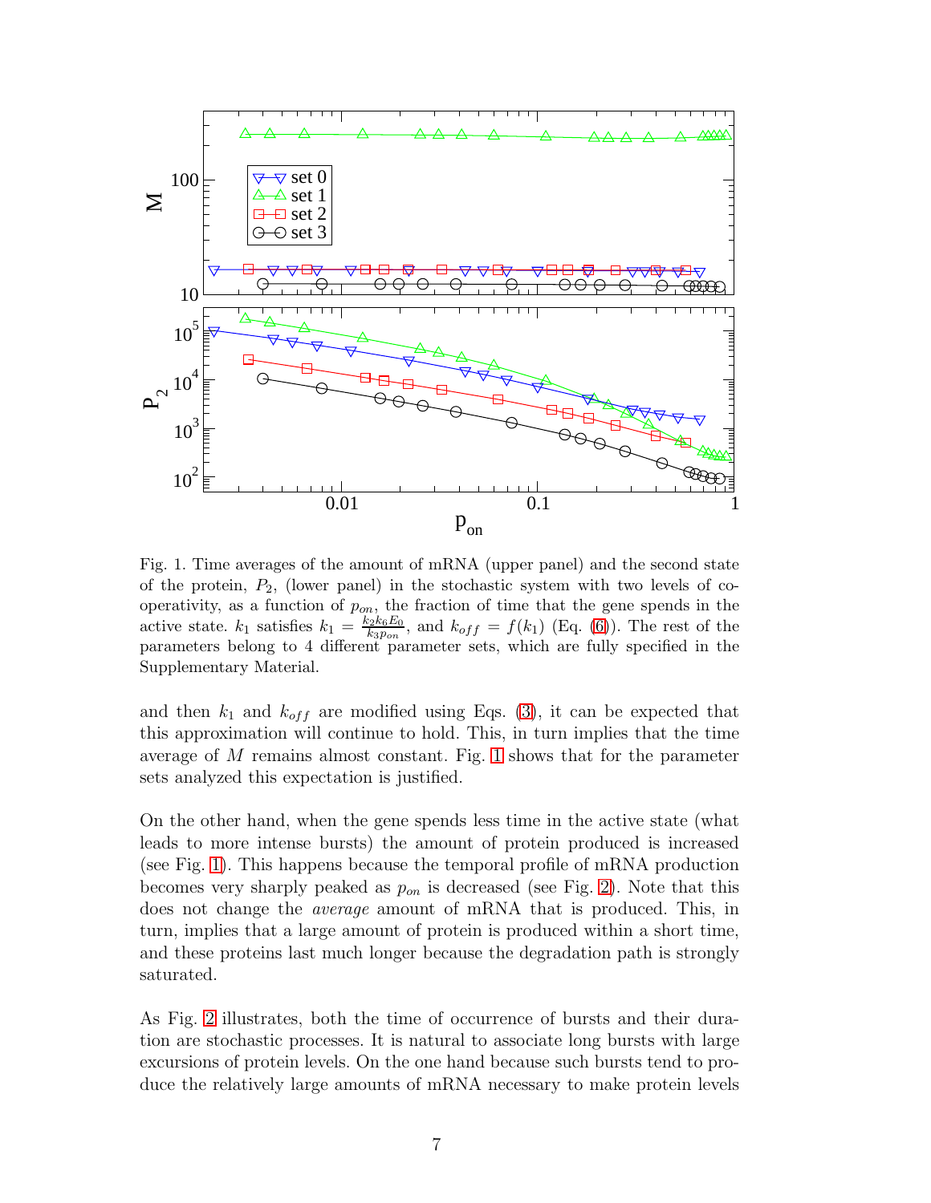Fig. 1. Time averages of the amount of mRNA (upper panel) and the second state of the protein, $P_2$, (lower panel) in the stochastic system with two levels of cooperativity, as a function of $p_{on}$, the fraction of time that the gene spends in the active state. $k_1$ satisfies $k_1 = \frac{k_2 k_6 E_0}{k_3 p_{on}}$, and $k_{off} = f(k_1)$ (Eq. (6)). The rest of the parameters belong to 4 different parameter sets, which are fully specified in the Supplementary Material.

and then $k_1$ and $k_{off}$ are modified using Eqs. (3), it can be expected that this approximation will continue to hold. This, in turn implies that the time average of $M$ remains almost constant. Fig. 1 shows that for the parameter sets analyzed this expectation is justified.

On the other hand, when the gene spends less time in the active state (what leads to more intense bursts) the amount of protein produced is increased (see Fig. 1). This happens because the temporal profile of mRNA production becomes very sharply peaked as $p_{on}$ is decreased (see Fig. 2). Note that this does not change the *average* amount of mRNA that is produced. This, in turn, implies that a large amount of protein is produced within a short time, and these proteins last much longer because the degradation path is strongly saturated.

As Fig. 2 illustrates, both the time of occurrence of bursts and their duration are stochastic processes. It is natural to associate long bursts with large excursions of protein levels. On the one hand because such bursts tend to produce the relatively large amounts of mRNA necessary to make protein levels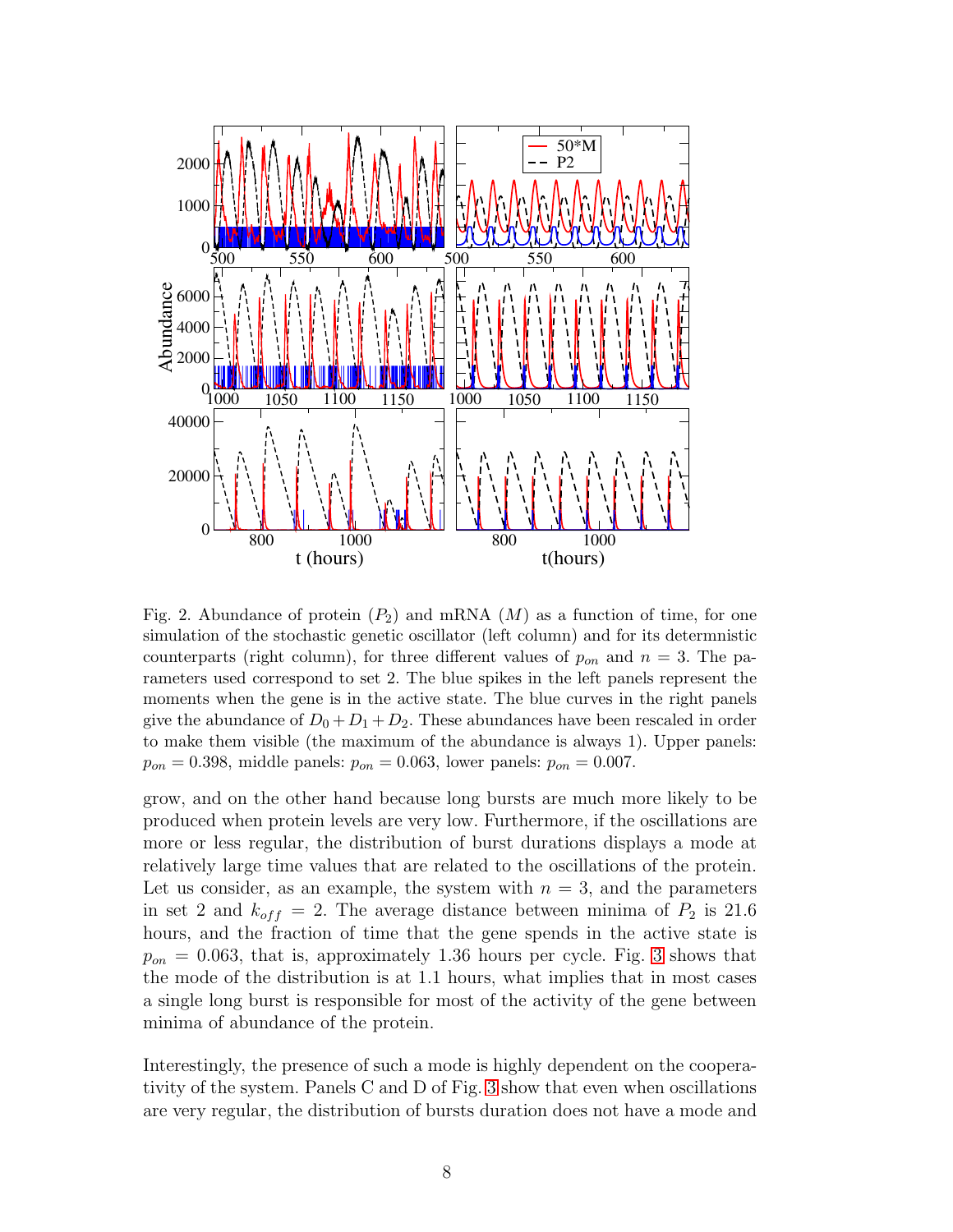Fig. 2. Abundance of protein ($P_2$) and mRNA ($M$) as a function of time, for one simulation of the stochastic genetic oscillator (left column) and for its determnistic counterparts (right column), for three different values of $p_{on}$ and $n = 3$. The parameters used correspond to set 2. The blue spikes in the left panels represent the moments when the gene is in the active state. The blue curves in the right panels give the abundance of $D_0 + D_1 + D_2$. These abundances have been rescaled in order to make them visible (the maximum of the abundance is always 1). Upper panels: $p_{on} = 0.398$, middle panels: $p_{on} = 0.063$, lower panels: $p_{on} = 0.007$.

grow, and on the other hand because long bursts are much more likely to be produced when protein levels are very low. Furthermore, if the oscillations are more or less regular, the distribution of burst durations displays a mode at relatively large time values that are related to the oscillations of the protein. Let us consider, as an example, the system with $n = 3$, and the parameters in set 2 and $k_{off} = 2$. The average distance between minima of $P_2$ is 21.6 hours, and the fraction of time that the gene spends in the active state is $p_{on} = 0.063$, that is, approximately 1.36 hours per cycle. Fig. 3 shows that the mode of the distribution is at 1.1 hours, what implies that in most cases a single long burst is responsible for most of the activity of the gene between minima of abundance of the protein.

Interestingly, the presence of such a mode is highly dependent on the cooperativity of the system. Panels C and D of Fig. 3 show that even when oscillations are very regular, the distribution of bursts duration does not have a mode and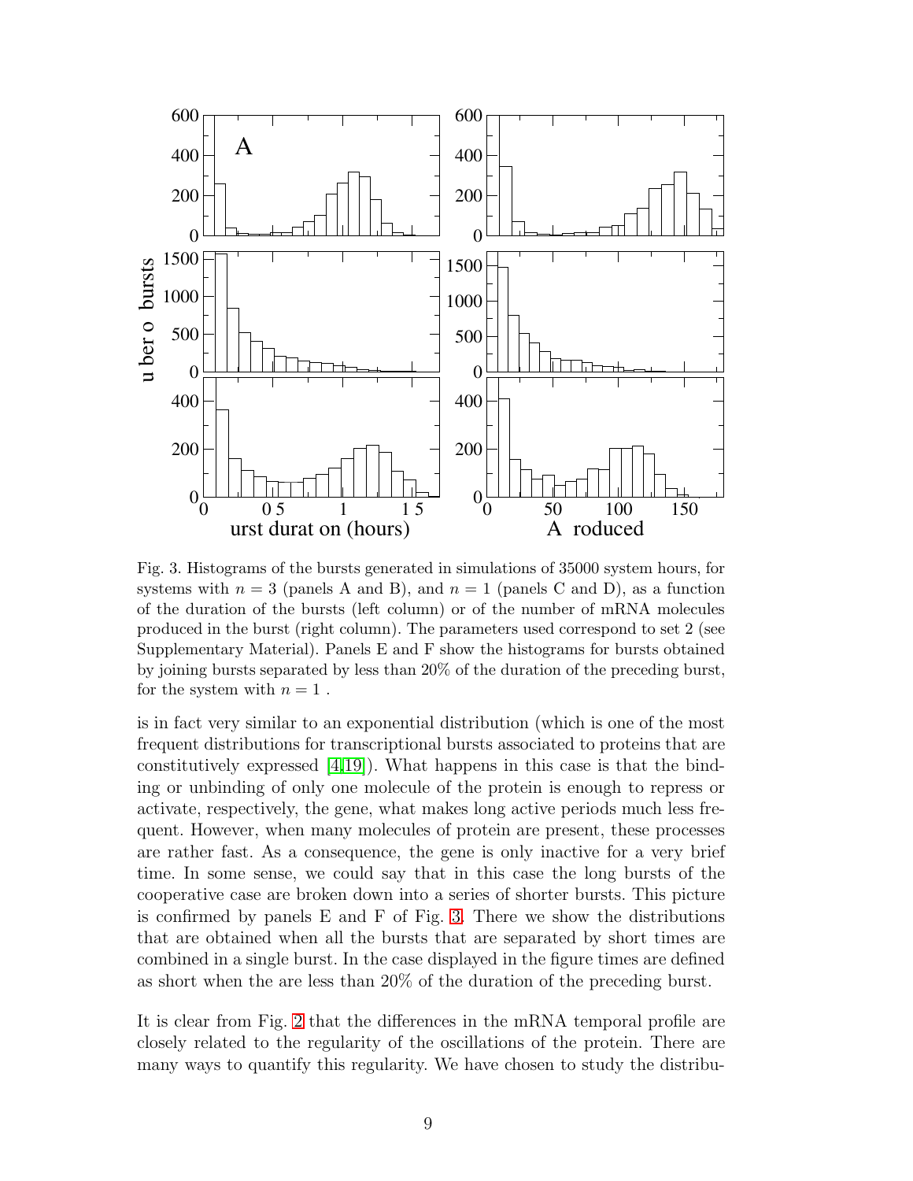Fig. 3. Histograms of the bursts generated in simulations of 35000 system hours, for systems with $n = 3$ (panels A and B), and $n = 1$ (panels C and D), as a function of the duration of the bursts (left column) or of the number of mRNA molecules produced in the burst (right column). The parameters used correspond to set 2 (see Supplementary Material). Panels E and F show the histograms for bursts obtained by joining bursts separated by less than 20% of the duration of the preceding burst, for the system with $n = 1$ .

is in fact very similar to an exponential distribution (which is one of the most frequent distributions for transcriptional bursts associated to proteins that are constitutively expressed [4,19]). What happens in this case is that the binding or unbinding of only one molecule of the protein is enough to repress or activate, respectively, the gene, what makes long active periods much less frequent. However, when many molecules of protein are present, these processes are rather fast. As a consequence, the gene is only inactive for a very brief time. In some sense, we could say that in this case the long bursts of the cooperative case are broken down into a series of shorter bursts. This picture is confirmed by panels E and F of Fig. 3. There we show the distributions that are obtained when all the bursts that are separated by short times are combined in a single burst. In the case displayed in the figure times are defined as short when the are less than 20% of the duration of the preceding burst.

It is clear from Fig. 2 that the differences in the mRNA temporal profile are closely related to the regularity of the oscillations of the protein. There are many ways to quantify this regularity. We have chosen to study the distribu-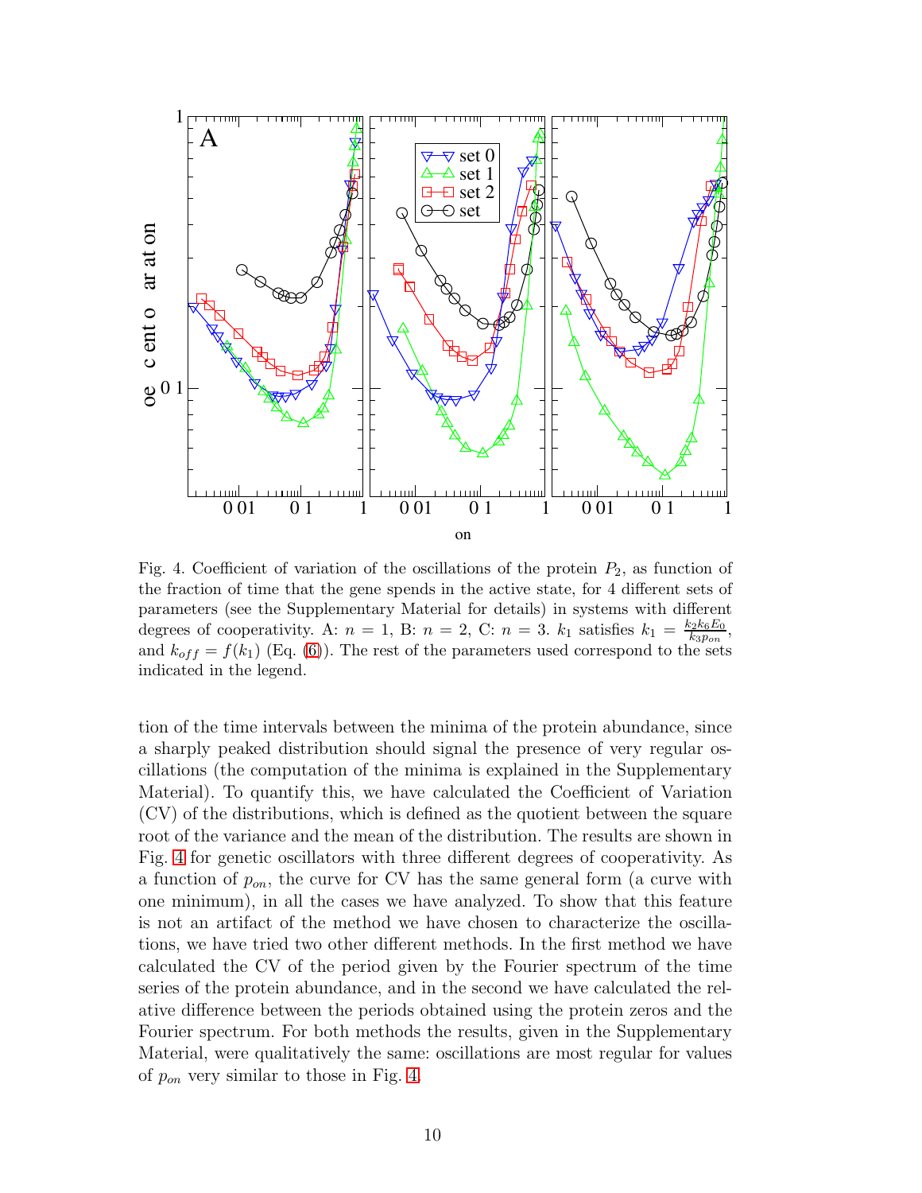Fig. 4. Coefficient of variation of the oscillations of the protein $P_2$, as function of the fraction of time that the gene spends in the active state, for 4 different sets of parameters (see the Supplementary Material for details) in systems with different degrees of cooperativity. A: $n = 1$, B: $n = 2$, C: $n = 3$. $k_1$ satisfies $k_1 = \frac{k_2 k_6 E_0}{k_3 p_{on}}$, and $k_{off} = f(k_1)$ (Eq. (6)). The rest of the parameters used correspond to the sets indicated in the legend.

tion of the time intervals between the minima of the protein abundance, since a sharply peaked distribution should signal the presence of very regular oscillations (the computation of the minima is explained in the Supplementary Material). To quantify this, we have calculated the Coefficient of Variation (CV) of the distributions, which is defined as the quotient between the square root of the variance and the mean of the distribution. The results are shown in Fig. 4 for genetic oscillators with three different degrees of cooperativity. As a function of $p_{on}$, the curve for CV has the same general form (a curve with one minimum), in all the cases we have analyzed. To show that this feature is not an artifact of the method we have chosen to characterize the oscillations, we have tried two other different methods. In the first method we have calculated the CV of the period given by the Fourier spectrum of the time series of the protein abundance, and in the second we have calculated the relative difference between the periods obtained using the protein zeros and the Fourier spectrum. For both methods the results, given in the Supplementary Material, were qualitatively the same: oscillations are most regular for values of $p_{on}$ very similar to those in Fig. 4.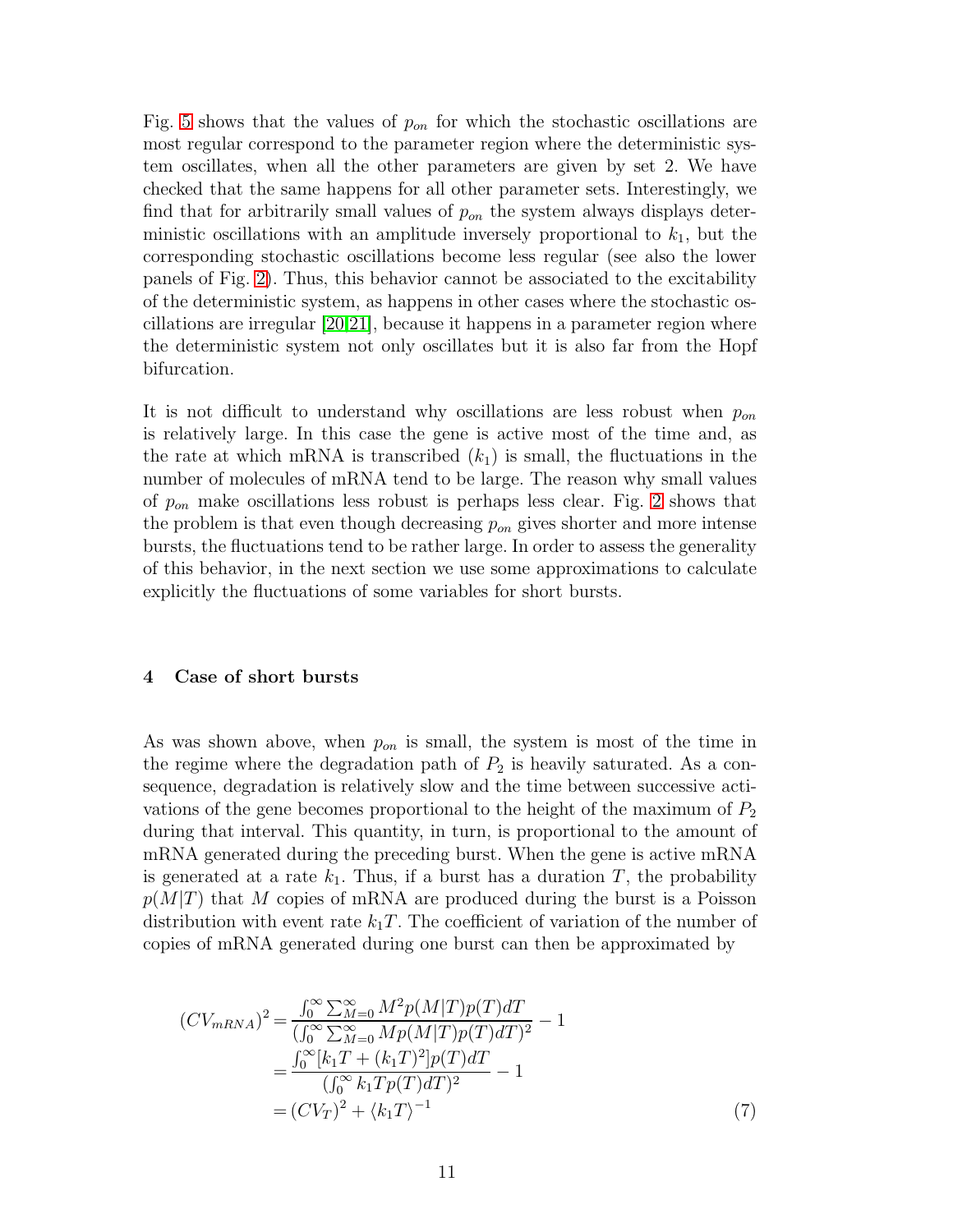Fig. 5 shows that the values of $p_{on}$ for which the stochastic oscillations are most regular correspond to the parameter region where the deterministic system oscillates, when all the other parameters are given by set 2. We have checked that the same happens for all other parameter sets. Interestingly, we find that for arbitrarily small values of $p_{on}$ the system always displays deterministic oscillations with an amplitude inversely proportional to $k_1$, but the corresponding stochastic oscillations become less regular (see also the lower panels of Fig. 2). Thus, this behavior cannot be associated to the excitability of the deterministic system, as happens in other cases where the stochastic oscillations are irregular [20,21], because it happens in a parameter region where the deterministic system not only oscillates but it is also far from the Hopf bifurcation.

It is not difficult to understand why oscillations are less robust when $p_{on}$ is relatively large. In this case the gene is active most of the time and, as the rate at which mRNA is transcribed ($k_1$) is small, the fluctuations in the number of molecules of mRNA tend to be large. The reason why small values of $p_{on}$ make oscillations less robust is perhaps less clear. Fig. 2 shows that the problem is that even though decreasing $p_{on}$ gives shorter and more intense bursts, the fluctuations tend to be rather large. In order to assess the generality of this behavior, in the next section we use some approximations to calculate explicitly the fluctuations of some variables for short bursts.

## 4 Case of short bursts

As was shown above, when $p_{on}$ is small, the system is most of the time in the regime where the degradation path of $P_2$ is heavily saturated. As a consequence, degradation is relatively slow and the time between successive activations of the gene becomes proportional to the height of the maximum of $P_2$ during that interval. This quantity, in turn, is proportional to the amount of mRNA generated during the preceding burst. When the gene is active mRNA is generated at a rate $k_1$. Thus, if a burst has a duration $T$, the probability $p(M|T)$ that $M$ copies of mRNA are produced during the burst is a Poisson distribution with event rate $k_1 T$. The coefficient of variation of the number of copies of mRNA generated during one burst can then be approximated by

$$
\begin{aligned}
(CV_{mRNA})^2 &= \frac{\int_0^\infty \sum_{M=0}^\infty M^2 p(M|T) p(T) dT}{(\int_0^\infty \sum_{M=0}^\infty M p(M|T) p(T) dT)^2} - 1 \\
&= \frac{\int_0^\infty [k_1 T + (k_1 T)^2] p(T) dT}{(\int_0^\infty k_1 T p(T) dT)^2} - 1 \\
&= (CV_T)^2 + \langle k_1 T \rangle^{-1}
\end{aligned}
\tag{7}
$$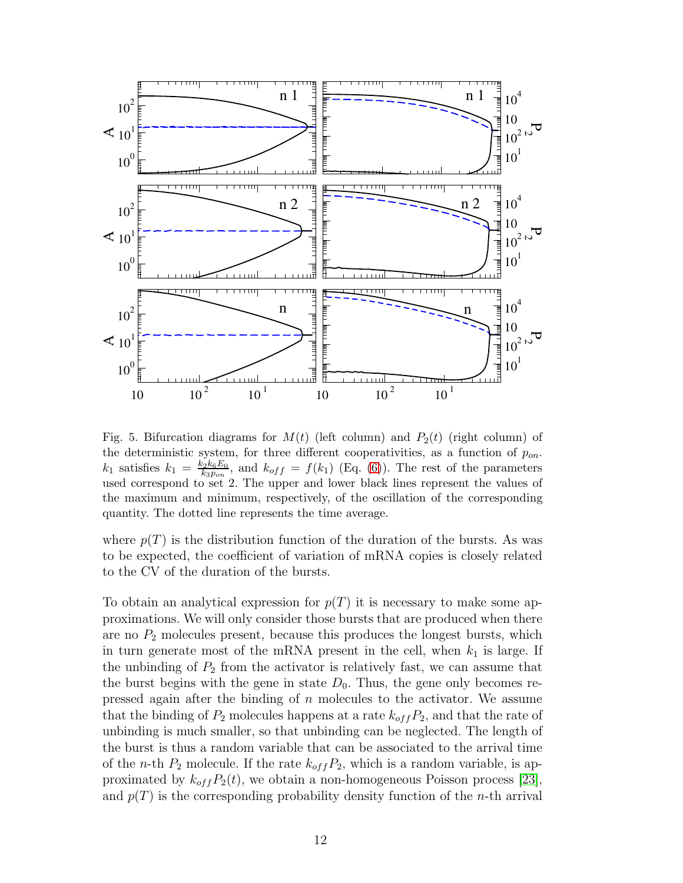Fig. 5. Bifurcation diagrams for $M(t)$ (left column) and $P_2(t)$ (right column) of the deterministic system, for three different cooperativities, as a function of $p_{on}$. $k_1$ satisfies $k_1 = \frac{k_2 k_6 E_0}{k_3 p_{on}}$, and $k_{off} = f(k_1)$ (Eq. (6)). The rest of the parameters used correspond to set 2. The upper and lower black lines represent the values of the maximum and minimum, respectively, of the oscillation of the corresponding quantity. The dotted line represents the time average.

where $p(T)$ is the distribution function of the duration of the bursts. As was to be expected, the coefficient of variation of mRNA copies is closely related to the CV of the duration of the bursts.

To obtain an analytical expression for $p(T)$ it is necessary to make some approximations. We will only consider those bursts that are produced when there are no $P_2$ molecules present, because this produces the longest bursts, which in turn generate most of the mRNA present in the cell, when $k_1$ is large. If the unbinding of $P_2$ from the activator is relatively fast, we can assume that the burst begins with the gene in state $D_0$. Thus, the gene only becomes repressed again after the binding of $n$ molecules to the activator. We assume that the binding of $P_2$ molecules happens at a rate $k_{off}P_2$, and that the rate of unbinding is much smaller, so that unbinding can be neglected. The length of the burst is thus a random variable that can be associated to the arrival time of the $n$-th $P_2$ molecule. If the rate $k_{off}P_2$, which is a random variable, is approximated by $k_{off}P_2(t)$, we obtain a non-homogeneous Poisson process [23], and $p(T)$ is the corresponding probability density function of the $n$-th arrival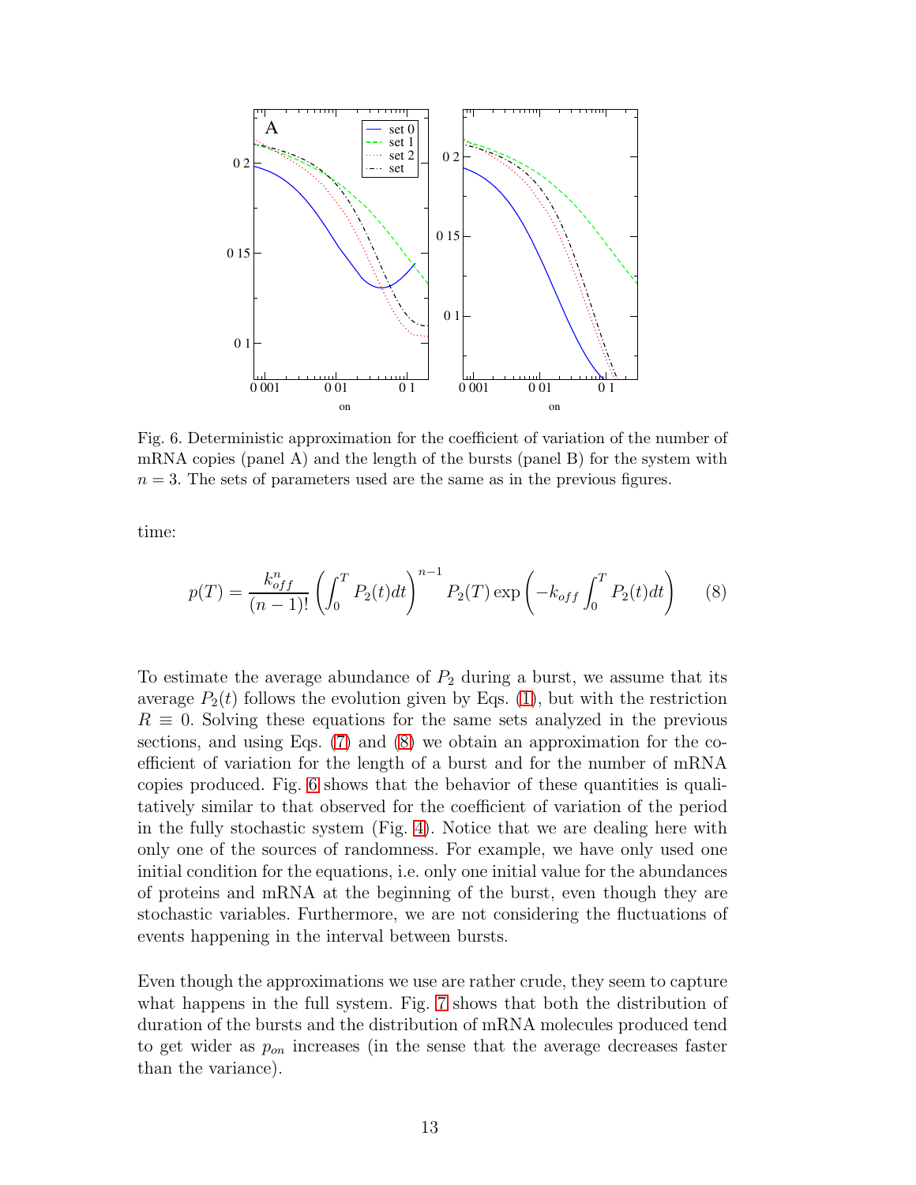Fig. 6. Deterministic approximation for the coefficient of variation of the number of mRNA copies (panel A) and the length of the bursts (panel B) for the system with $n = 3$. The sets of parameters used are the same as in the previous figures.

time:

$$p(T) = \frac{k_{off}^n}{(n-1)!} \left( \int_0^T P_2(t)dt \right)^{n-1} P_2(T) \exp\left( -k_{off} \int_0^T P_2(t)dt \right) \qquad (8)$$

To estimate the average abundance of $P_2$ during a burst, we assume that its average $P_2(t)$ follows the evolution given by Eqs. (1), but with the restriction $R \equiv 0$. Solving these equations for the same sets analyzed in the previous sections, and using Eqs. (7) and (8) we obtain an approximation for the coefficient of variation for the length of a burst and for the number of mRNA copies produced. Fig. 6 shows that the behavior of these quantities is qualitatively similar to that observed for the coefficient of variation of the period in the fully stochastic system (Fig. 4). Notice that we are dealing here with only one of the sources of randomness. For example, we have only used one initial condition for the equations, i.e. only one initial value for the abundances of proteins and mRNA at the beginning of the burst, even though they are stochastic variables. Furthermore, we are not considering the fluctuations of events happening in the interval between bursts.

Even though the approximations we use are rather crude, they seem to capture what happens in the full system. Fig. 7 shows that both the distribution of duration of the bursts and the distribution of mRNA molecules produced tend to get wider as $p_{on}$ increases (in the sense that the average decreases faster than the variance).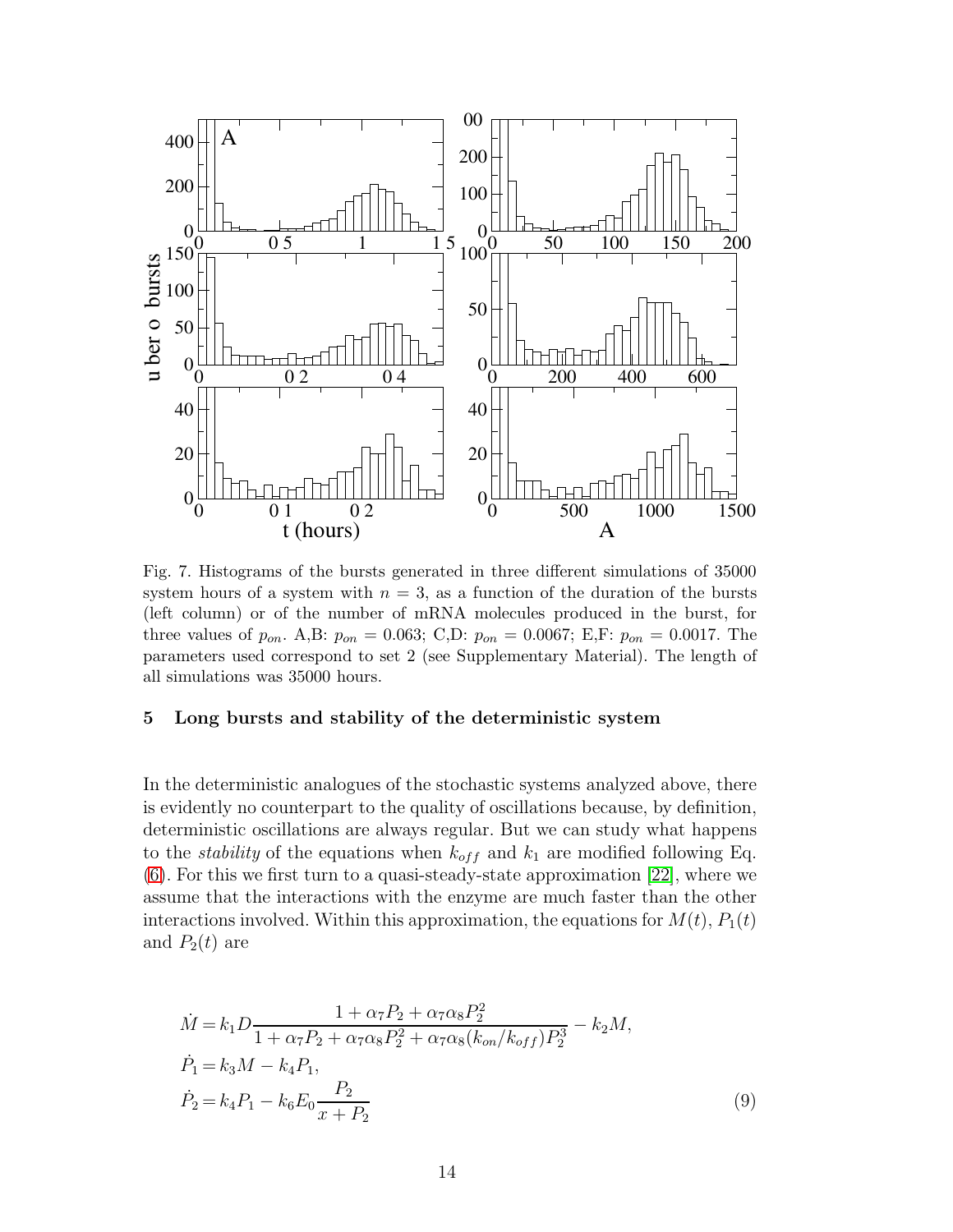Fig. 7. Histograms of the bursts generated in three different simulations of 35000 system hours of a system with $n = 3$, as a function of the duration of the bursts (left column) or of the number of mRNA molecules produced in the burst, for three values of $p_{on}$. A,B: $p_{on} = 0.063$; C,D: $p_{on} = 0.0067$; E,F: $p_{on} = 0.0017$. The parameters used correspond to set 2 (see Supplementary Material). The length of all simulations was 35000 hours.

## 5 Long bursts and stability of the deterministic system

In the deterministic analogues of the stochastic systems analyzed above, there is evidently no counterpart to the quality of oscillations because, by definition, deterministic oscillations are always regular. But we can study what happens to the *stability* of the equations when $k_{off}$ and $k_1$ are modified following Eq. (6). For this we first turn to a quasi-steady-state approximation [22], where we assume that the interactions with the enzyme are much faster than the other interactions involved. Within this approximation, the equations for $M(t)$, $P_1(t)$ and $P_2(t)$ are

$$
\begin{aligned}
\dot{M} &= k_1 D \frac{1 + \alpha_7 P_2 + \alpha_7 \alpha_8 P_2^2}{1 + \alpha_7 P_2 + \alpha_7 \alpha_8 P_2^2 + \alpha_7 \alpha_8 (k_{on}/k_{off}) P_2^3} - k_2 M, \\
\dot{P}_1 &= k_3 M - k_4 P_1, \\
\dot{P}_2 &= k_4 P_1 - k_6 E_0 \frac{P_2}{x + P_2}
\end{aligned}
\qquad (9)
$$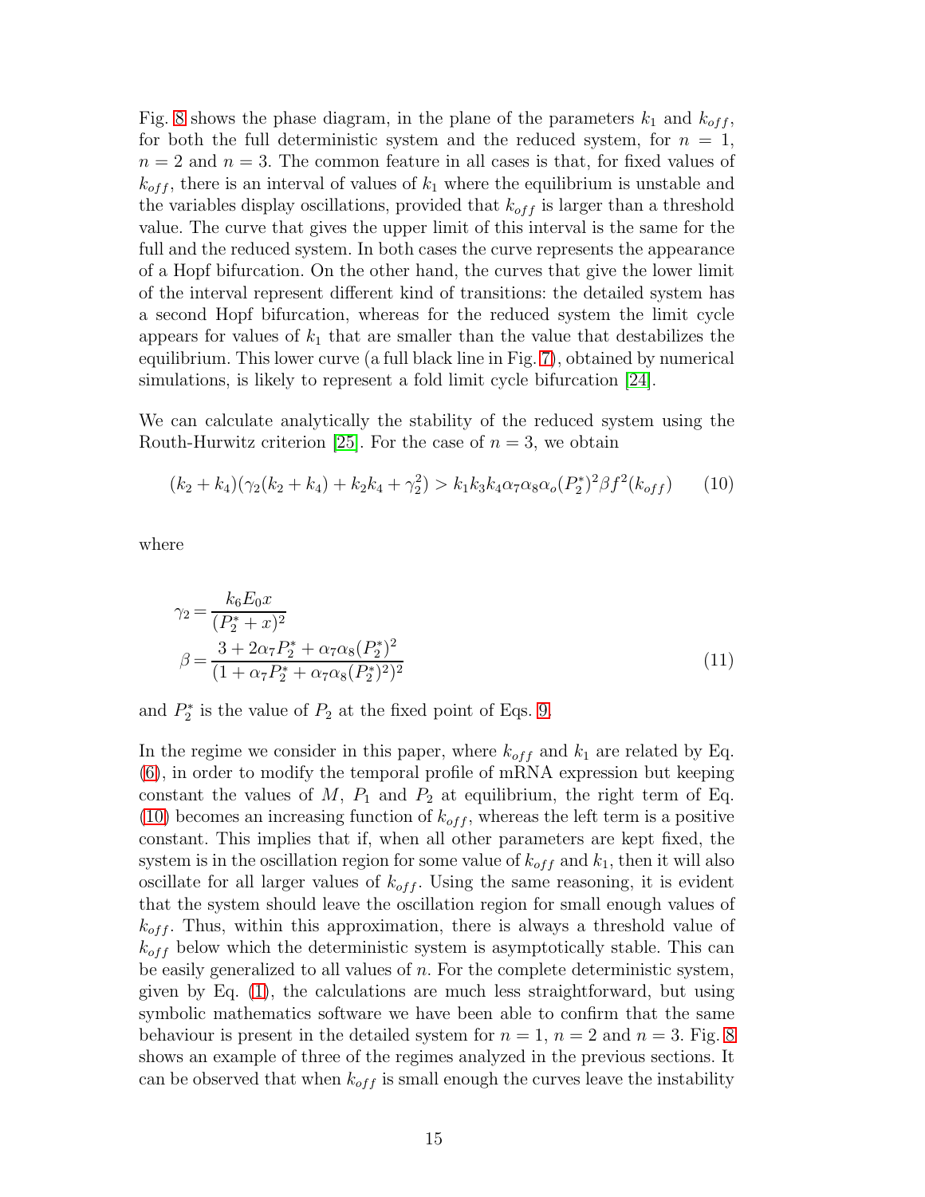Fig. 8 shows the phase diagram, in the plane of the parameters $k_1$ and $k_{off}$, for both the full deterministic system and the reduced system, for $n = 1$, $n = 2$ and $n = 3$. The common feature in all cases is that, for fixed values of $k_{off}$, there is an interval of values of $k_1$ where the equilibrium is unstable and the variables display oscillations, provided that $k_{off}$ is larger than a threshold value. The curve that gives the upper limit of this interval is the same for the full and the reduced system. In both cases the curve represents the appearance of a Hopf bifurcation. On the other hand, the curves that give the lower limit of the interval represent different kind of transitions: the detailed system has a second Hopf bifurcation, whereas for the reduced system the limit cycle appears for values of $k_1$ that are smaller than the value that destabilizes the equilibrium. This lower curve (a full black line in Fig. 7), obtained by numerical simulations, is likely to represent a fold limit cycle bifurcation [24].

We can calculate analytically the stability of the reduced system using the Routh-Hurwitz criterion [25]. For the case of $n = 3$, we obtain

$$(k_2 + k_4)(\gamma_2(k_2 + k_4) + k_2k_4 + \gamma_2^2) > k_1k_3k_4\alpha_7\alpha_8\alpha_o(P_2^*)^2\beta f^2(k_{off}) \qquad (10)$$

where

$$\gamma_2 = \frac{k_6E_0x}{(P_2^* + x)^2}$$
$$\beta = \frac{3 + 2\alpha_7P_2^* + \alpha_7\alpha_8(P_2^*)^2}{(1 + \alpha_7P_2^* + \alpha_7\alpha_8(P_2^*)^2)^2} \qquad (11)$$

and $P_2^*$ is the value of $P_2$ at the fixed point of Eqs. 9.

In the regime we consider in this paper, where $k_{off}$ and $k_1$ are related by Eq. (6), in order to modify the temporal profile of mRNA expression but keeping constant the values of $M$, $P_1$ and $P_2$ at equilibrium, the right term of Eq. (10) becomes an increasing function of $k_{off}$, whereas the left term is a positive constant. This implies that if, when all other parameters are kept fixed, the system is in the oscillation region for some value of $k_{off}$ and $k_1$, then it will also oscillate for all larger values of $k_{off}$. Using the same reasoning, it is evident that the system should leave the oscillation region for small enough values of $k_{off}$. Thus, within this approximation, there is always a threshold value of $k_{off}$ below which the deterministic system is asymptotically stable. This can be easily generalized to all values of $n$. For the complete deterministic system, given by Eq. (1), the calculations are much less straightforward, but using symbolic mathematics software we have been able to confirm that the same behaviour is present in the detailed system for $n = 1$, $n = 2$ and $n = 3$. Fig. 8 shows an example of three of the regimes analyzed in the previous sections. It can be observed that when $k_{off}$ is small enough the curves leave the instability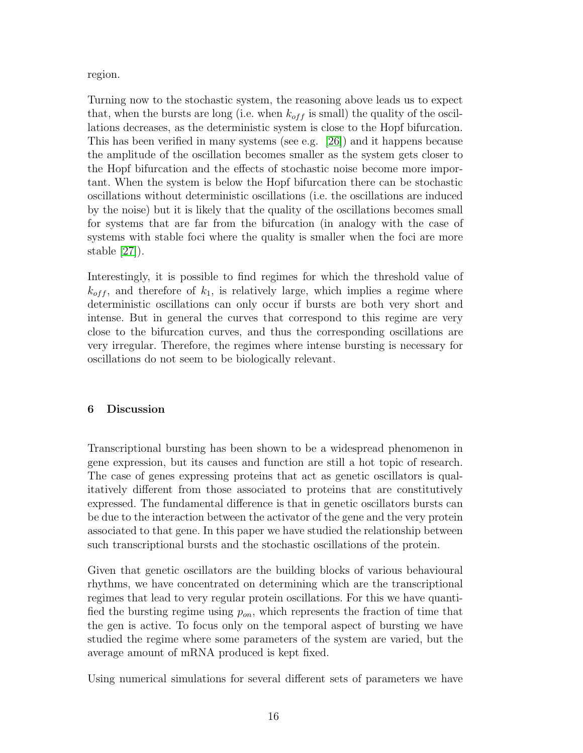region.

Turning now to the stochastic system, the reasoning above leads us to expect that, when the bursts are long (i.e. when $k_{off}$ is small) the quality of the oscillations decreases, as the deterministic system is close to the Hopf bifurcation. This has been verified in many systems (see e.g. [26]) and it happens because the amplitude of the oscillation becomes smaller as the system gets closer to the Hopf bifurcation and the effects of stochastic noise become more important. When the system is below the Hopf bifurcation there can be stochastic oscillations without deterministic oscillations (i.e. the oscillations are induced by the noise) but it is likely that the quality of the oscillations becomes small for systems that are far from the bifurcation (in analogy with the case of systems with stable foci where the quality is smaller when the foci are more stable [27]).

Interestingly, it is possible to find regimes for which the threshold value of $k_{off}$, and therefore of $k_1$, is relatively large, which implies a regime where deterministic oscillations can only occur if bursts are both very short and intense. But in general the curves that correspond to this regime are very close to the bifurcation curves, and thus the corresponding oscillations are very irregular. Therefore, the regimes where intense bursting is necessary for oscillations do not seem to be biologically relevant.

## 6 Discussion

Transcriptional bursting has been shown to be a widespread phenomenon in gene expression, but its causes and function are still a hot topic of research. The case of genes expressing proteins that act as genetic oscillators is qualitatively different from those associated to proteins that are constitutively expressed. The fundamental difference is that in genetic oscillators bursts can be due to the interaction between the activator of the gene and the very protein associated to that gene. In this paper we have studied the relationship between such transcriptional bursts and the stochastic oscillations of the protein.

Given that genetic oscillators are the building blocks of various behavioural rhythms, we have concentrated on determining which are the transcriptional regimes that lead to very regular protein oscillations. For this we have quantified the bursting regime using $p_{on}$, which represents the fraction of time that the gen is active. To focus only on the temporal aspect of bursting we have studied the regime where some parameters of the system are varied, but the average amount of mRNA produced is kept fixed.

Using numerical simulations for several different sets of parameters we have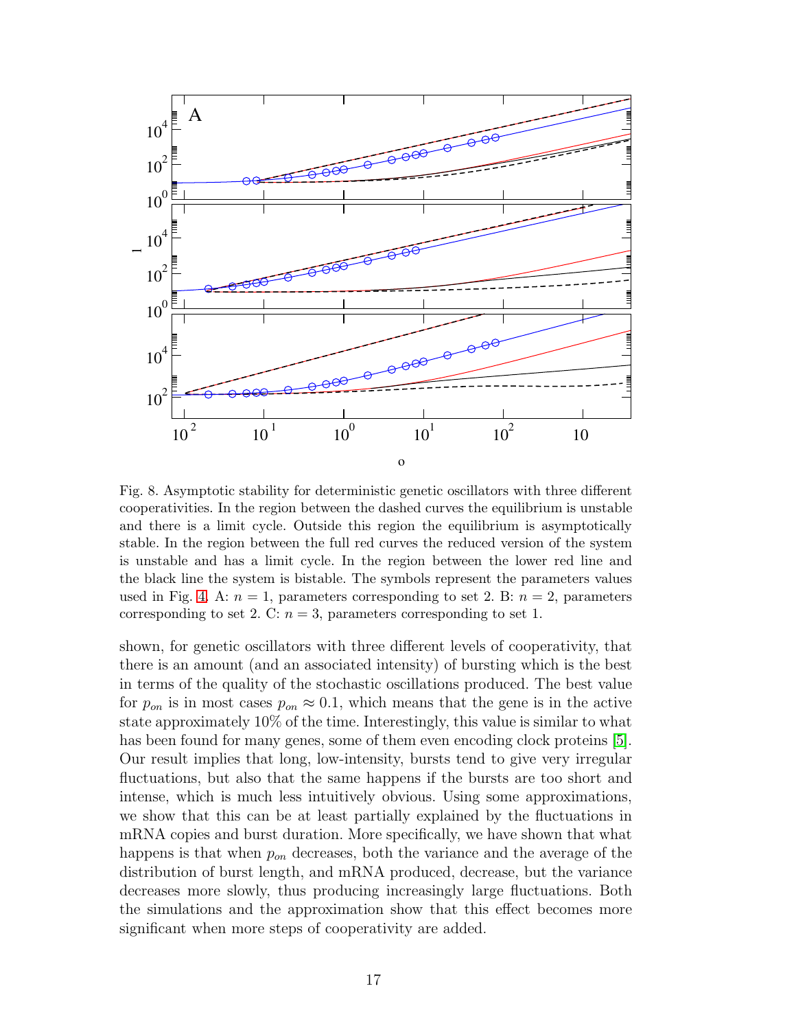Fig. 8. Asymptotic stability for deterministic genetic oscillators with three different cooperativities. In the region between the dashed curves the equilibrium is unstable and there is a limit cycle. Outside this region the equilibrium is asymptotically stable. In the region between the full red curves the reduced version of the system is unstable and has a limit cycle. In the region between the lower red line and the black line the system is bistable. The symbols represent the parameters values used in Fig. 4. A: $n = 1$, parameters corresponding to set 2. B: $n = 2$, parameters corresponding to set 2. C: $n = 3$, parameters corresponding to set 1.

shown, for genetic oscillators with three different levels of cooperativity, that there is an amount (and an associated intensity) of bursting which is the best in terms of the quality of the stochastic oscillations produced. The best value for $p_{on}$ is in most cases $p_{on} \approx 0.1$, which means that the gene is in the active state approximately 10% of the time. Interestingly, this value is similar to what has been found for many genes, some of them even encoding clock proteins [5]. Our result implies that long, low-intensity, bursts tend to give very irregular fluctuations, but also that the same happens if the bursts are too short and intense, which is much less intuitively obvious. Using some approximations, we show that this can be at least partially explained by the fluctuations in mRNA copies and burst duration. More specifically, we have shown that what happens is that when $p_{on}$ decreases, both the variance and the average of the distribution of burst length, and mRNA produced, decrease, but the variance decreases more slowly, thus producing increasingly large fluctuations. Both the simulations and the approximation show that this effect becomes more significant when more steps of cooperativity are added.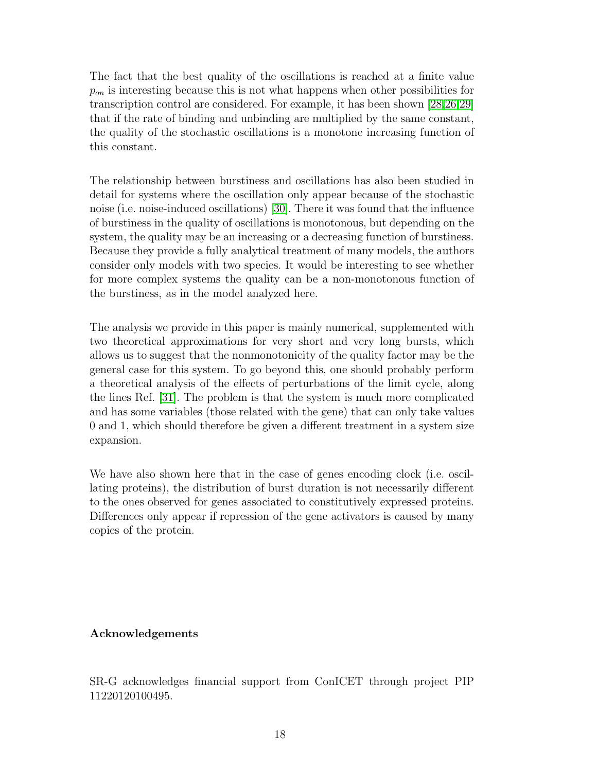The fact that the best quality of the oscillations is reached at a finite value $p_{on}$ is interesting because this is not what happens when other possibilities for transcription control are considered. For example, it has been shown [28,26,29] that if the rate of binding and unbinding are multiplied by the same constant, the quality of the stochastic oscillations is a monotone increasing function of this constant.

The relationship between burstiness and oscillations has also been studied in detail for systems where the oscillation only appear because of the stochastic noise (i.e. noise-induced oscillations) [30]. There it was found that the influence of burstiness in the quality of oscillations is monotonous, but depending on the system, the quality may be an increasing or a decreasing function of burstiness. Because they provide a fully analytical treatment of many models, the authors consider only models with two species. It would be interesting to see whether for more complex systems the quality can be a non-monotonous function of the burstiness, as in the model analyzed here.

The analysis we provide in this paper is mainly numerical, supplemented with two theoretical approximations for very short and very long bursts, which allows us to suggest that the nonmonotonicity of the quality factor may be the general case for this system. To go beyond this, one should probably perform a theoretical analysis of the effects of perturbations of the limit cycle, along the lines Ref. [31]. The problem is that the system is much more complicated and has some variables (those related with the gene) that can only take values 0 and 1, which should therefore be given a different treatment in a system size expansion.

We have also shown here that in the case of genes encoding clock (i.e. oscillating proteins), the distribution of burst duration is not necessarily different to the ones observed for genes associated to constitutively expressed proteins. Differences only appear if repression of the gene activators is caused by many copies of the protein.

**Acknowledgements**

SR-G acknowledges financial support from ConICET through project PIP 11220120100495.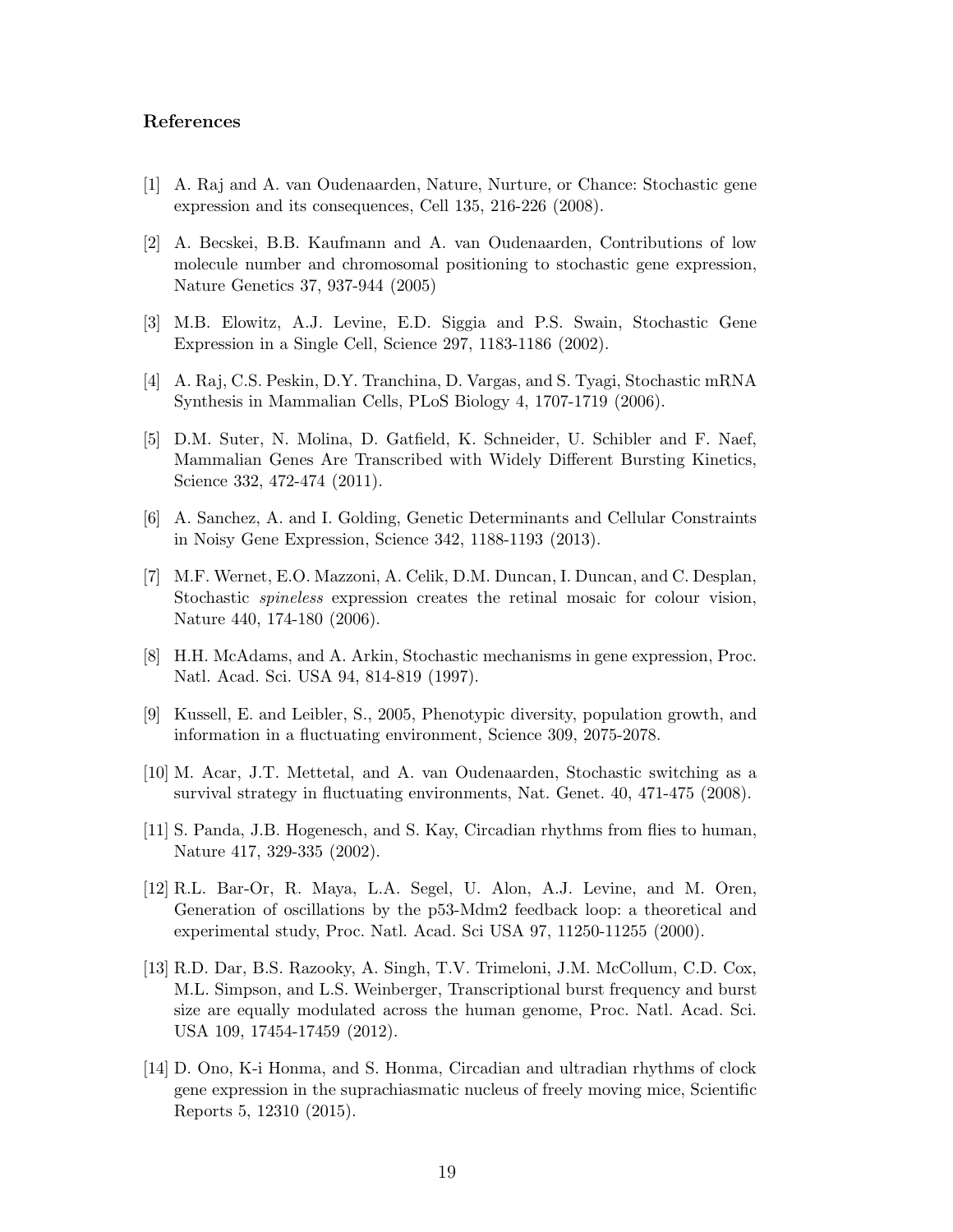### References

[1] A. Raj and A. van Oudenaarden, Nature, Nurture, or Chance: Stochastic gene expression and its consequences, Cell 135, 216-226 (2008).

[2] A. Becskei, B.B. Kaufmann and A. van Oudenaarden, Contributions of low molecule number and chromosomal positioning to stochastic gene expression, Nature Genetics 37, 937-944 (2005)

[3] M.B. Elowitz, A.J. Levine, E.D. Siggia and P.S. Swain, Stochastic Gene Expression in a Single Cell, Science 297, 1183-1186 (2002).

[4] A. Raj, C.S. Peskin, D.Y. Tranchina, D. Vargas, and S. Tyagi, Stochastic mRNA Synthesis in Mammalian Cells, PLoS Biology 4, 1707-1719 (2006).

[5] D.M. Suter, N. Molina, D. Gatfield, K. Schneider, U. Schibler and F. Naef, Mammalian Genes Are Transcribed with Widely Different Bursting Kinetics, Science 332, 472-474 (2011).

[6] A. Sanchez, A. and I. Golding, Genetic Determinants and Cellular Constraints in Noisy Gene Expression, Science 342, 1188-1193 (2013).

[7] M.F. Wernet, E.O. Mazzoni, A. Celik, D.M. Duncan, I. Duncan, and C. Desplan, Stochastic *spineless* expression creates the retinal mosaic for colour vision, Nature 440, 174-180 (2006).

[8] H.H. McAdams, and A. Arkin, Stochastic mechanisms in gene expression, Proc. Natl. Acad. Sci. USA 94, 814-819 (1997).

[9] Kussell, E. and Leibler, S., 2005, Phenotypic diversity, population growth, and information in a fluctuating environment, Science 309, 2075-2078.

[10] M. Acar, J.T. Mettetal, and A. van Oudenaarden, Stochastic switching as a survival strategy in fluctuating environments, Nat. Genet. 40, 471-475 (2008).

[11] S. Panda, J.B. Hogenesch, and S. Kay, Circadian rhythms from flies to human, Nature 417, 329-335 (2002).

[12] R.L. Bar-Or, R. Maya, L.A. Segel, U. Alon, A.J. Levine, and M. Oren, Generation of oscillations by the p53-Mdm2 feedback loop: a theoretical and experimental study, Proc. Natl. Acad. Sci USA 97, 11250-11255 (2000).

[13] R.D. Dar, B.S. Razooky, A. Singh, T.V. Trimeloni, J.M. McCollum, C.D. Cox, M.L. Simpson, and L.S. Weinberger, Transcriptional burst frequency and burst size are equally modulated across the human genome, Proc. Natl. Acad. Sci. USA 109, 17454-17459 (2012).

[14] D. Ono, K-i Honma, and S. Honma, Circadian and ultradian rhythms of clock gene expression in the suprachiasmatic nucleus of freely moving mice, Scientific Reports 5, 12310 (2015).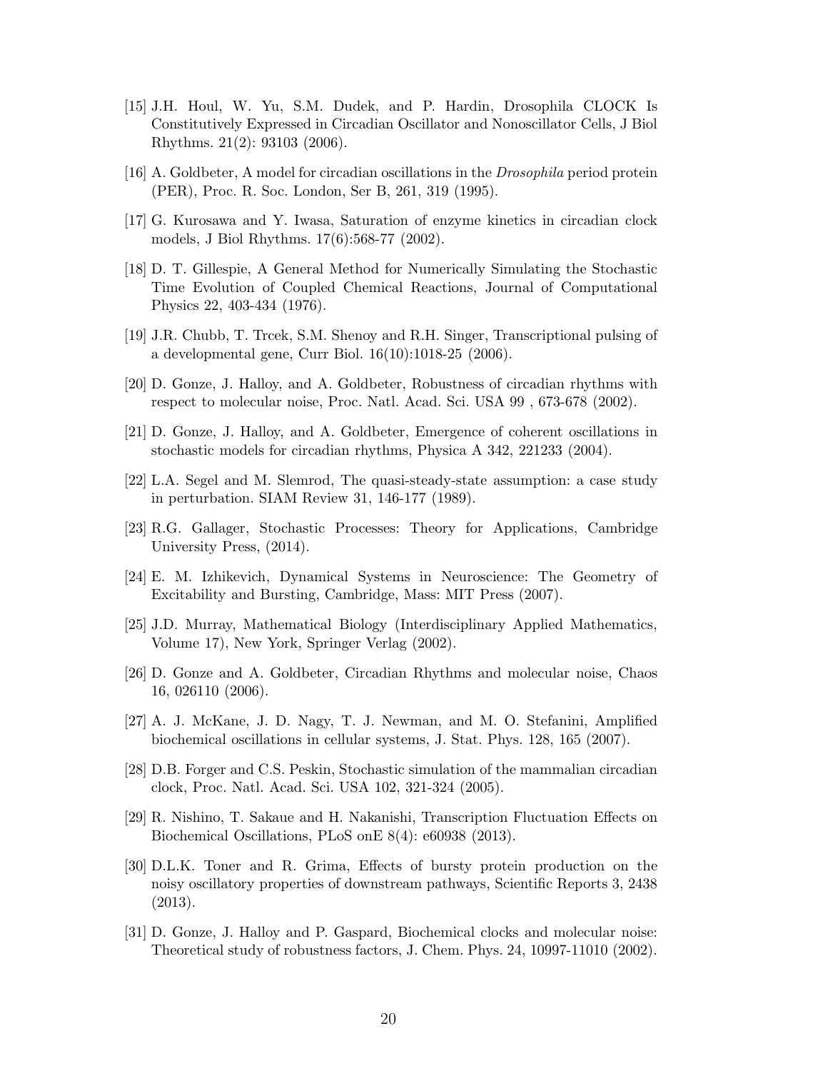[15] J.H. Houl, W. Yu, S.M. Dudek, and P. Hardin, Drosophila CLOCK Is Constitutively Expressed in Circadian Oscillator and Nonoscillator Cells, J Biol Rhythms. 21(2): 93103 (2006).

[16] A. Goldbeter, A model for circadian oscillations in the *Drosophila* period protein (PER), Proc. R. Soc. London, Ser B, 261, 319 (1995).

[17] G. Kurosawa and Y. Iwasa, Saturation of enzyme kinetics in circadian clock models, J Biol Rhythms. 17(6):568-77 (2002).

[18] D. T. Gillespie, A General Method for Numerically Simulating the Stochastic Time Evolution of Coupled Chemical Reactions, Journal of Computational Physics 22, 403-434 (1976).

[19] J.R. Chubb, T. Trcek, S.M. Shenoy and R.H. Singer, Transcriptional pulsing of a developmental gene, Curr Biol. 16(10):1018-25 (2006).

[20] D. Gonze, J. Halloy, and A. Goldbeter, Robustness of circadian rhythms with respect to molecular noise, Proc. Natl. Acad. Sci. USA 99 , 673-678 (2002).

[21] D. Gonze, J. Halloy, and A. Goldbeter, Emergence of coherent oscillations in stochastic models for circadian rhythms, Physica A 342, 221233 (2004).

[22] L.A. Segel and M. Slemrod, The quasi-steady-state assumption: a case study in perturbation. SIAM Review 31, 146-177 (1989).

[23] R.G. Gallager, Stochastic Processes: Theory for Applications, Cambridge University Press, (2014).

[24] E. M. Izhikevich, Dynamical Systems in Neuroscience: The Geometry of Excitability and Bursting, Cambridge, Mass: MIT Press (2007).

[25] J.D. Murray, Mathematical Biology (Interdisciplinary Applied Mathematics, Volume 17), New York, Springer Verlag (2002).

[26] D. Gonze and A. Goldbeter, Circadian Rhythms and molecular noise, Chaos 16, 026110 (2006).

[27] A. J. McKane, J. D. Nagy, T. J. Newman, and M. O. Stefanini, Amplified biochemical oscillations in cellular systems, J. Stat. Phys. 128, 165 (2007).

[28] D.B. Forger and C.S. Peskin, Stochastic simulation of the mammalian circadian clock, Proc. Natl. Acad. Sci. USA 102, 321-324 (2005).

[29] R. Nishino, T. Sakaue and H. Nakanishi, Transcription Fluctuation Effects on Biochemical Oscillations, PLoS onE 8(4): e60938 (2013).

[30] D.L.K. Toner and R. Grima, Effects of bursty protein production on the noisy oscillatory properties of downstream pathways, Scientific Reports 3, 2438 (2013).

[31] D. Gonze, J. Halloy and P. Gaspard, Biochemical clocks and molecular noise: Theoretical study of robustness factors, J. Chem. Phys. 24, 10997-11010 (2002).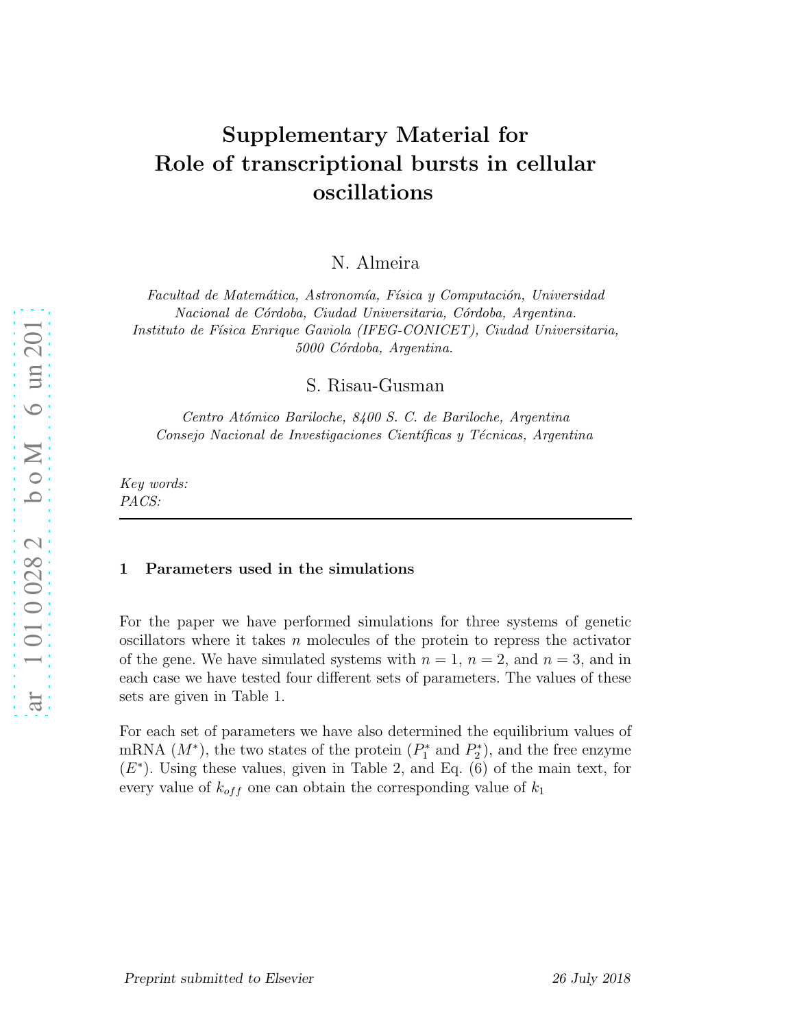# Supplementary Material for Role of transcriptional bursts in cellular oscillations

N. Almeira

*Facultad de Matemática, Astronomía, Física y Computación, Universidad Nacional de Córdoba, Ciudad Universitaria, Córdoba, Argentina. Instituto de Física Enrique Gaviola (IFEG-CONICET), Ciudad Universitaria, 5000 Córdoba, Argentina.*

S. Risau-Gusman

*Centro Atómico Bariloche, 8400 S. C. de Bariloche, Argentina Consejo Nacional de Investigaciones Científicas y Técnicas, Argentina*

*Key words:*
*PACS:*

## 1 Parameters used in the simulations

For the paper we have performed simulations for three systems of genetic oscillators where it takes $n$ molecules of the protein to repress the activator of the gene. We have simulated systems with $n = 1$, $n = 2$, and $n = 3$, and in each case we have tested four different sets of parameters. The values of these sets are given in Table 1.

For each set of parameters we have also determined the equilibrium values of mRNA ($M^*$), the two states of the protein ($P_1^*$ and $P_2^*$), and the free enzyme ($E^*$). Using these values, given in Table 2, and Eq. (6) of the main text, for every value of $k_{off}$ one can obtain the corresponding value of $k_1$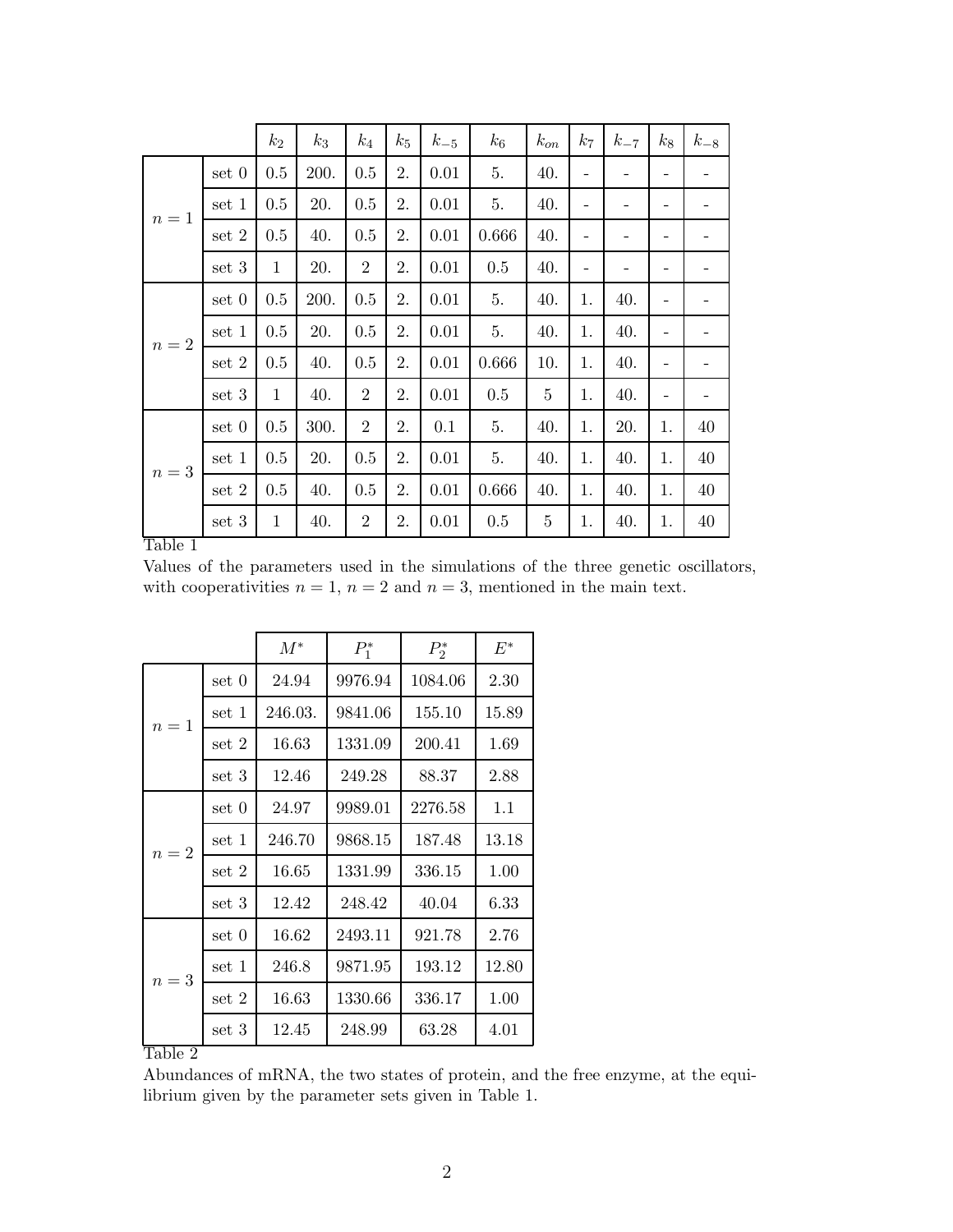| | | $k_2$ | $k_3$ | $k_4$ | $k_5$ | $k_{-5}$ | $k_6$ | $k_{on}$ | $k_7$ | $k_{-7}$ | $k_8$ | $k_{-8}$ |
|---|---|---|---|---|---|---|---|---|---|---|---|---|
| $n = 1$ | set 0 | 0.5 | 200. | 0.5 | 2. | 0.01 | 5. | 40. | - | - | - | - |
| | set 1 | 0.5 | 20. | 0.5 | 2. | 0.01 | 5. | 40. | - | - | - | - |
| | set 2 | 0.5 | 40. | 0.5 | 2. | 0.01 | 0.666 | 40. | - | - | - | - |
| | set 3 | 1 | 20. | 2 | 2. | 0.01 | 0.5 | 40. | - | - | - | - |
| $n = 2$ | set 0 | 0.5 | 200. | 0.5 | 2. | 0.01 | 5. | 40. | 1. | 40. | - | - |
| | set 1 | 0.5 | 20. | 0.5 | 2. | 0.01 | 5. | 40. | 1. | 40. | - | - |
| | set 2 | 0.5 | 40. | 0.5 | 2. | 0.01 | 0.666 | 10. | 1. | 40. | - | - |
| | set 3 | 1 | 40. | 2 | 2. | 0.01 | 0.5 | 5 | 1. | 40. | - | - |
| $n = 3$ | set 0 | 0.5 | 300. | 2 | 2. | 0.1 | 5. | 40. | 1. | 20. | 1. | 40 |
| | set 1 | 0.5 | 20. | 0.5 | 2. | 0.01 | 5. | 40. | 1. | 40. | 1. | 40 |
| | set 2 | 0.5 | 40. | 0.5 | 2. | 0.01 | 0.666 | 40. | 1. | 40. | 1. | 40 |
| | set 3 | 1 | 40. | 2 | 2. | 0.01 | 0.5 | 5 | 1. | 40. | 1. | 40 |

Table 1

Values of the parameters used in the simulations of the three genetic oscillators, with cooperativities $n = 1$, $n = 2$ and $n = 3$, mentioned in the main text.

| | | $M^*$ | $P_1^*$ | $P_2^*$ | $E^*$ |
|---|---|---|---|---|---|
| $n = 1$ | set 0 | 24.94 | 9976.94 | 1084.06 | 2.30 |
| | set 1 | 246.03. | 9841.06 | 155.10 | 15.89 |
| | set 2 | 16.63 | 1331.09 | 200.41 | 1.69 |
| | set 3 | 12.46 | 249.28 | 88.37 | 2.88 |
| $n = 2$ | set 0 | 24.97 | 9989.01 | 2276.58 | 1.1 |
| | set 1 | 246.70 | 9868.15 | 187.48 | 13.18 |
| | set 2 | 16.65 | 1331.99 | 336.15 | 1.00 |
| | set 3 | 12.42 | 248.42 | 40.04 | 6.33 |
| $n = 3$ | set 0 | 16.62 | 2493.11 | 921.78 | 2.76 |
| | set 1 | 246.8 | 9871.95 | 193.12 | 12.80 |
| | set 2 | 16.63 | 1330.66 | 336.17 | 1.00 |
| | set 3 | 12.45 | 248.99 | 63.28 | 4.01 |

Table 2

Abundances of mRNA, the two states of protein, and the free enzyme, at the equilibrium given by the parameter sets given in Table 1.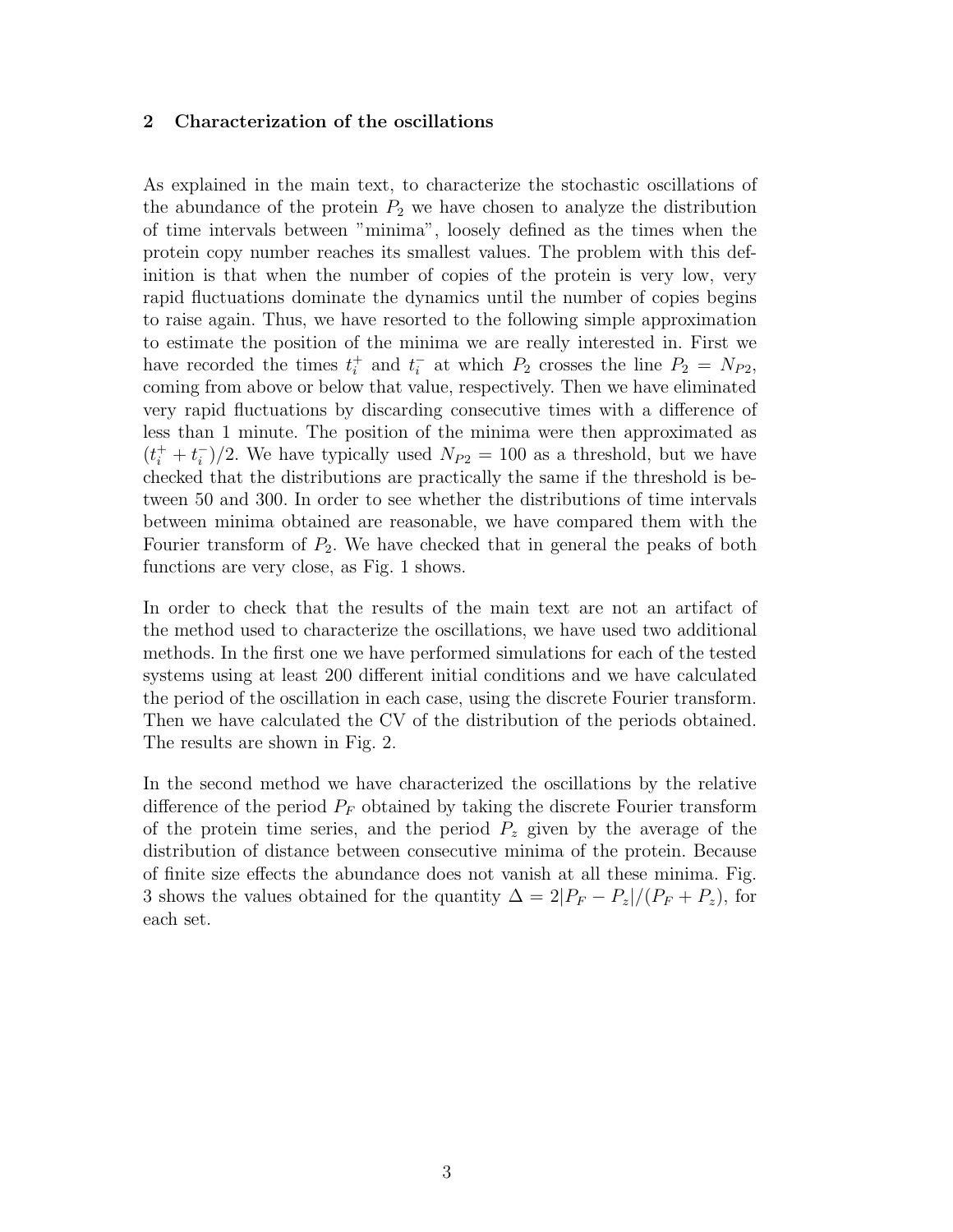## 2 Characterization of the oscillations

As explained in the main text, to characterize the stochastic oscillations of the abundance of the protein $P_2$ we have chosen to analyze the distribution of time intervals between "minima", loosely defined as the times when the protein copy number reaches its smallest values. The problem with this definition is that when the number of copies of the protein is very low, very rapid fluctuations dominate the dynamics until the number of copies begins to raise again. Thus, we have resorted to the following simple approximation to estimate the position of the minima we are really interested in. First we have recorded the times $t_i^+$ and $t_i^-$ at which $P_2$ crosses the line $P_2 = N_{P2}$, coming from above or below that value, respectively. Then we have eliminated very rapid fluctuations by discarding consecutive times with a difference of less than 1 minute. The position of the minima were then approximated as $(t_i^+ + t_i^-)/2$. We have typically used $N_{P2} = 100$ as a threshold, but we have checked that the distributions are practically the same if the threshold is between 50 and 300. In order to see whether the distributions of time intervals between minima obtained are reasonable, we have compared them with the Fourier transform of $P_2$. We have checked that in general the peaks of both functions are very close, as Fig. 1 shows.

In order to check that the results of the main text are not an artifact of the method used to characterize the oscillations, we have used two additional methods. In the first one we have performed simulations for each of the tested systems using at least 200 different initial conditions and we have calculated the period of the oscillation in each case, using the discrete Fourier transform. Then we have calculated the CV of the distribution of the periods obtained. The results are shown in Fig. 2.

In the second method we have characterized the oscillations by the relative difference of the period $P_F$ obtained by taking the discrete Fourier transform of the protein time series, and the period $P_z$ given by the average of the distribution of distance between consecutive minima of the protein. Because of finite size effects the abundance does not vanish at all these minima. Fig. 3 shows the values obtained for the quantity $\Delta = 2|P_F - P_z|/(P_F + P_z)$, for each set.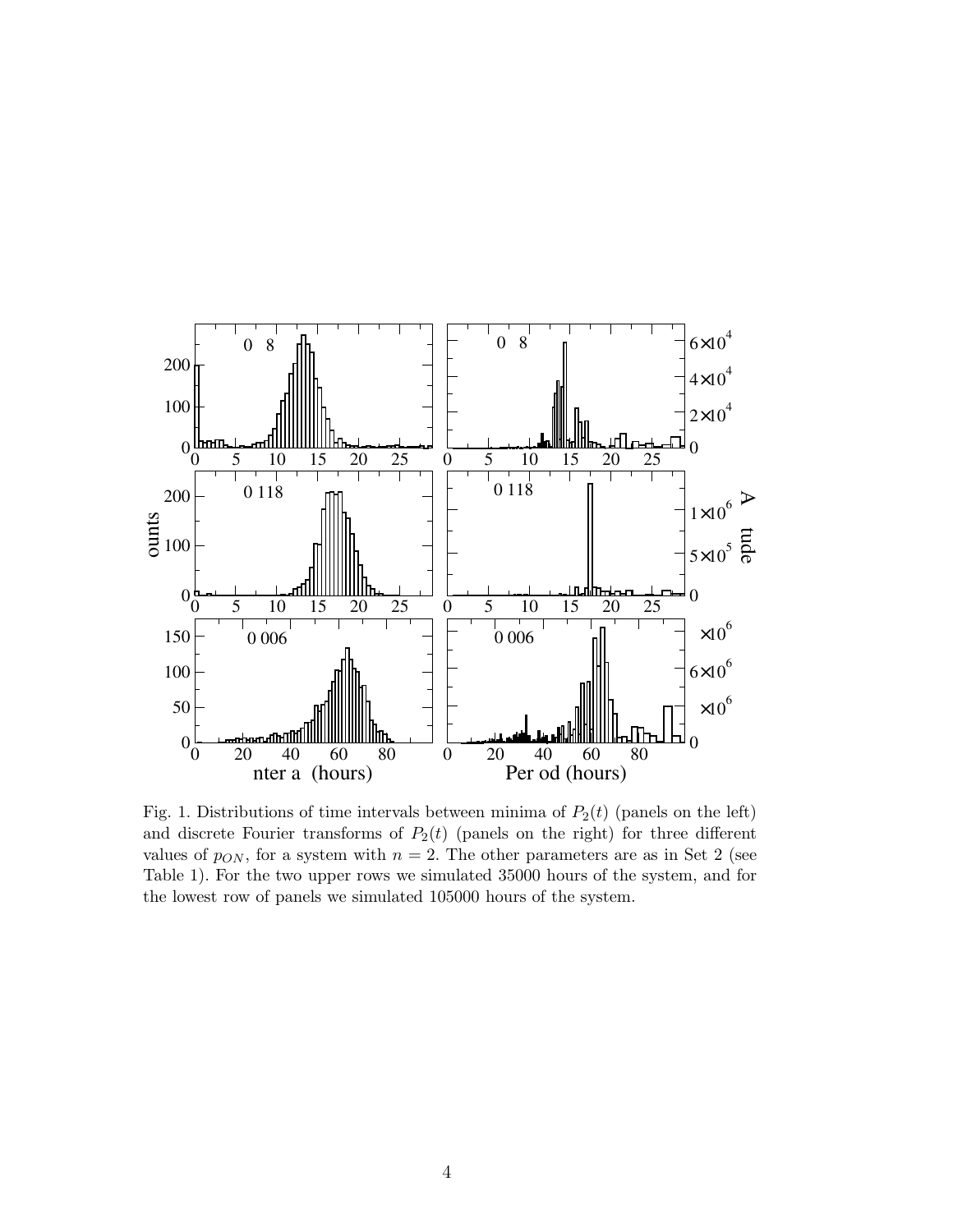Fig. 1. Distributions of time intervals between minima of $P_2(t)$ (panels on the left) and discrete Fourier transforms of $P_2(t)$ (panels on the right) for three different values of $p_{ON}$, for a system with $n = 2$. The other parameters are as in Set 2 (see Table 1). For the two upper rows we simulated 35000 hours of the system, and for the lowest row of panels we simulated 105000 hours of the system.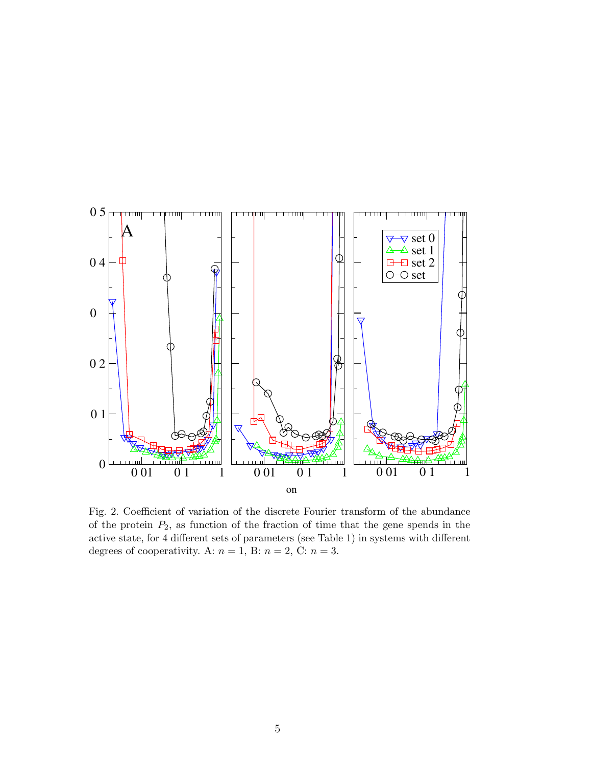Fig. 2. Coefficient of variation of the discrete Fourier transform of the abundance of the protein $P_2$, as function of the fraction of time that the gene spends in the active state, for 4 different sets of parameters (see Table 1) in systems with different degrees of cooperativity. A: $n = 1$, B: $n = 2$, C: $n = 3$.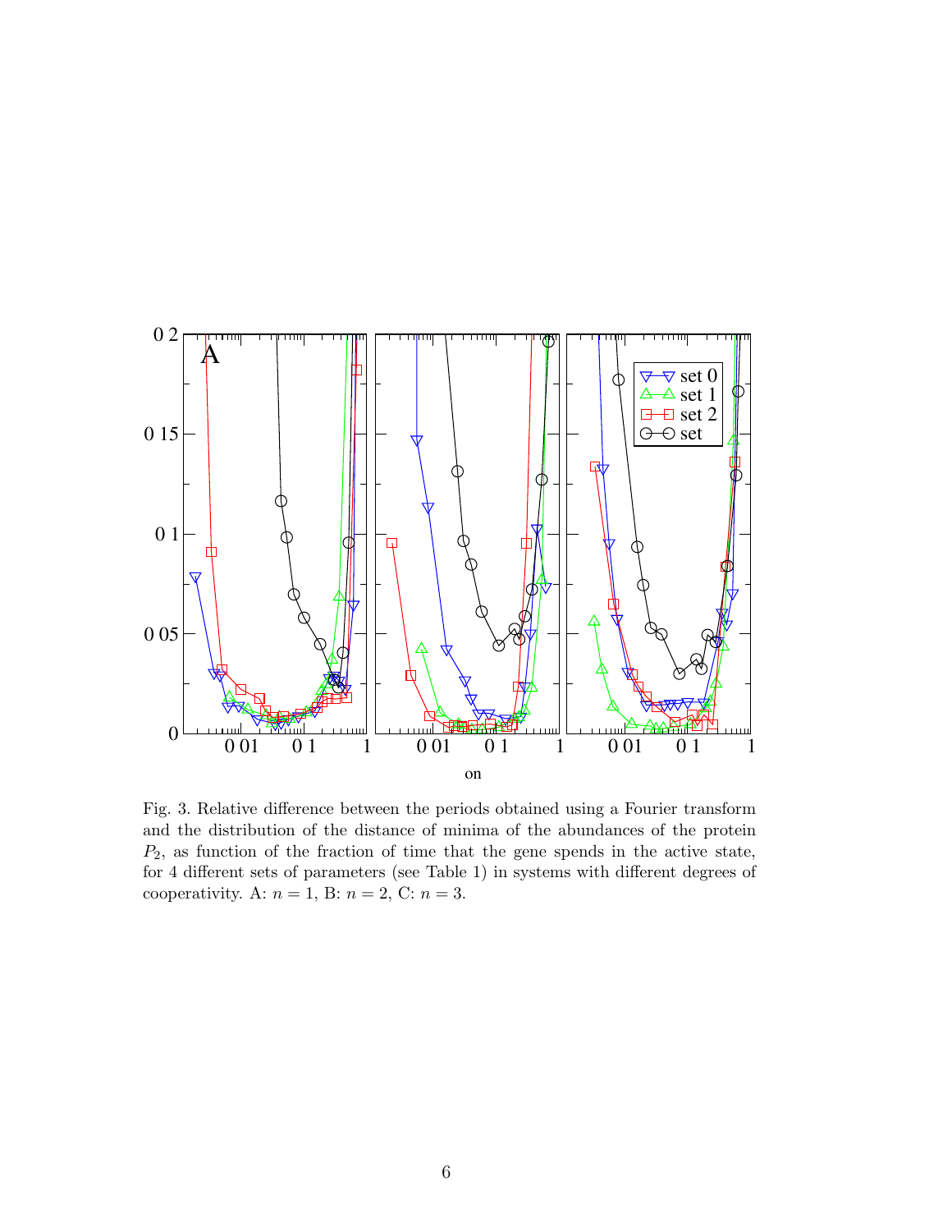0 2
0 15
0 1
0 05
0
A
0 01
0 1
1
0 01
0 1
1
0 01
0 1
1
on
set 0
set 1
set 2
set

Fig. 3. Relative difference between the periods obtained using a Fourier transform and the distribution of the distance of minima of the abundances of the protein $P_2$, as function of the fraction of time that the gene spends in the active state, for 4 different sets of parameters (see Table 1) in systems with different degrees of cooperativity. A: $n = 1$, B: $n = 2$, C: $n = 3$.